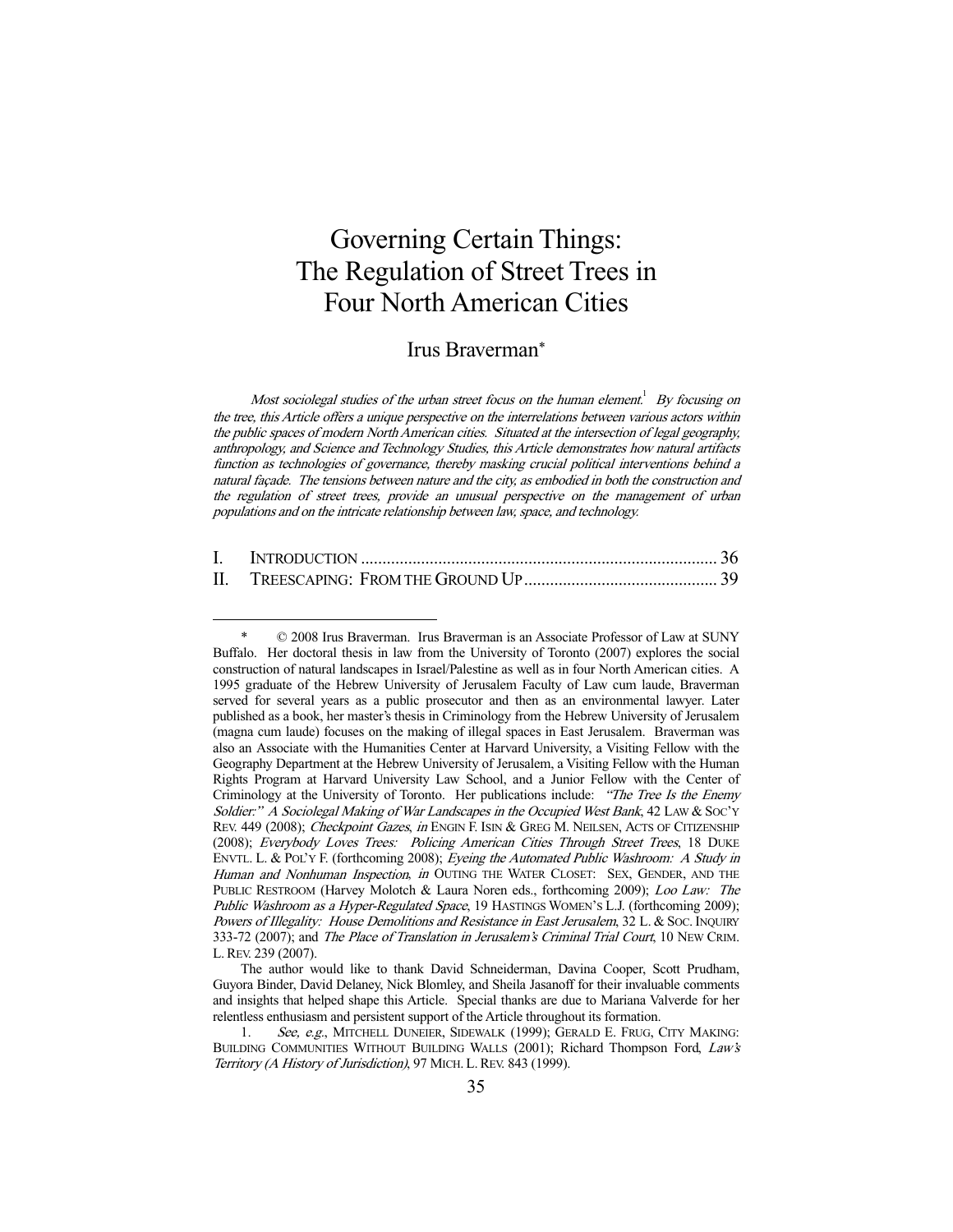# Governing Certain Things: The Regulation of Street Trees in Four North American Cities

Irus Braverman*

*Most sociolegal studies of the urban street focus on the human element.*[1] *By focusing on the tree, this Article offers a unique perspective on the interrelations between various actors within the public spaces of modern North American cities. Situated at the intersection of legal geography, anthropology, and Science and Technology Studies, this Article demonstrates how natural artifacts function as technologies of governance, thereby masking crucial political interventions behind a natural façade. The tensions between nature and the city, as embodied in both the construction and the regulation of street trees, provide an unusual perspective on the management of urban populations and on the intricate relationship between law, space, and technology.*

| | | |
|---|---|---|
| I. | INTRODUCTION | 36 |
| II. | TREESCAPING: FROM THE GROUND UP | 39 |

---

\* © 2008 Irus Braverman. Irus Braverman is an Associate Professor of Law at SUNY Buffalo. Her doctoral thesis in law from the University of Toronto (2007) explores the social construction of natural landscapes in Israel/Palestine as well as in four North American cities. A 1995 graduate of the Hebrew University of Jerusalem Faculty of Law cum laude, Braverman served for several years as a public prosecutor and then as an environmental lawyer. Later published as a book, her master's thesis in Criminology from the Hebrew University of Jerusalem (magna cum laude) focuses on the making of illegal spaces in East Jerusalem. Braverman was also an Associate with the Humanities Center at Harvard University, a Visiting Fellow with the Geography Department at the Hebrew University of Jerusalem, a Visiting Fellow with the Human Rights Program at Harvard University Law School, and a Junior Fellow with the Center of Criminology at the University of Toronto. Her publications include: *"The Tree Is the Enemy Soldier:" A Sociolegal Making of War Landscapes in the Occupied West Bank*, 42 LAW & SOC'Y REV. 449 (2008); *Checkpoint Gazes*, *in* ENGIN F. ISIN & GREG M. NEILSEN, ACTS OF CITIZENSHIP (2008); *Everybody Loves Trees: Policing American Cities Through Street Trees*, 18 DUKE ENVTL. L. & POL'Y F. (forthcoming 2008); *Eyeing the Automated Public Washroom: A Study in Human and Nonhuman Inspection*, *in* OUTING THE WATER CLOSET: SEX, GENDER, AND THE PUBLIC RESTROOM (Harvey Molotch & Laura Noren eds., forthcoming 2009); *Loo Law: The Public Washroom as a Hyper-Regulated Space*, 19 HASTINGS WOMEN'S L.J. (forthcoming 2009); *Powers of Illegality: House Demolitions and Resistance in East Jerusalem*, 32 L. & SOC. INQUIRY 333-72 (2007); and *The Place of Translation in Jerusalem's Criminal Trial Court*, 10 NEW CRIM. L. REV. 239 (2007).

The author would like to thank David Schneiderman, Davina Cooper, Scott Prudham, Guyora Binder, David Delaney, Nick Blomley, and Sheila Jasanoff for their invaluable comments and insights that helped shape this Article. Special thanks are due to Mariana Valverde for her relentless enthusiasm and persistent support of the Article throughout its formation.

1. *See, e.g.*, MITCHELL DUNEIER, SIDEWALK (1999); GERALD E. FRUG, CITY MAKING: BUILDING COMMUNITIES WITHOUT BUILDING WALLS (2001); Richard Thompson Ford, *Law's Territory (A History of Jurisdiction)*, 97 MICH. L. REV. 843 (1999).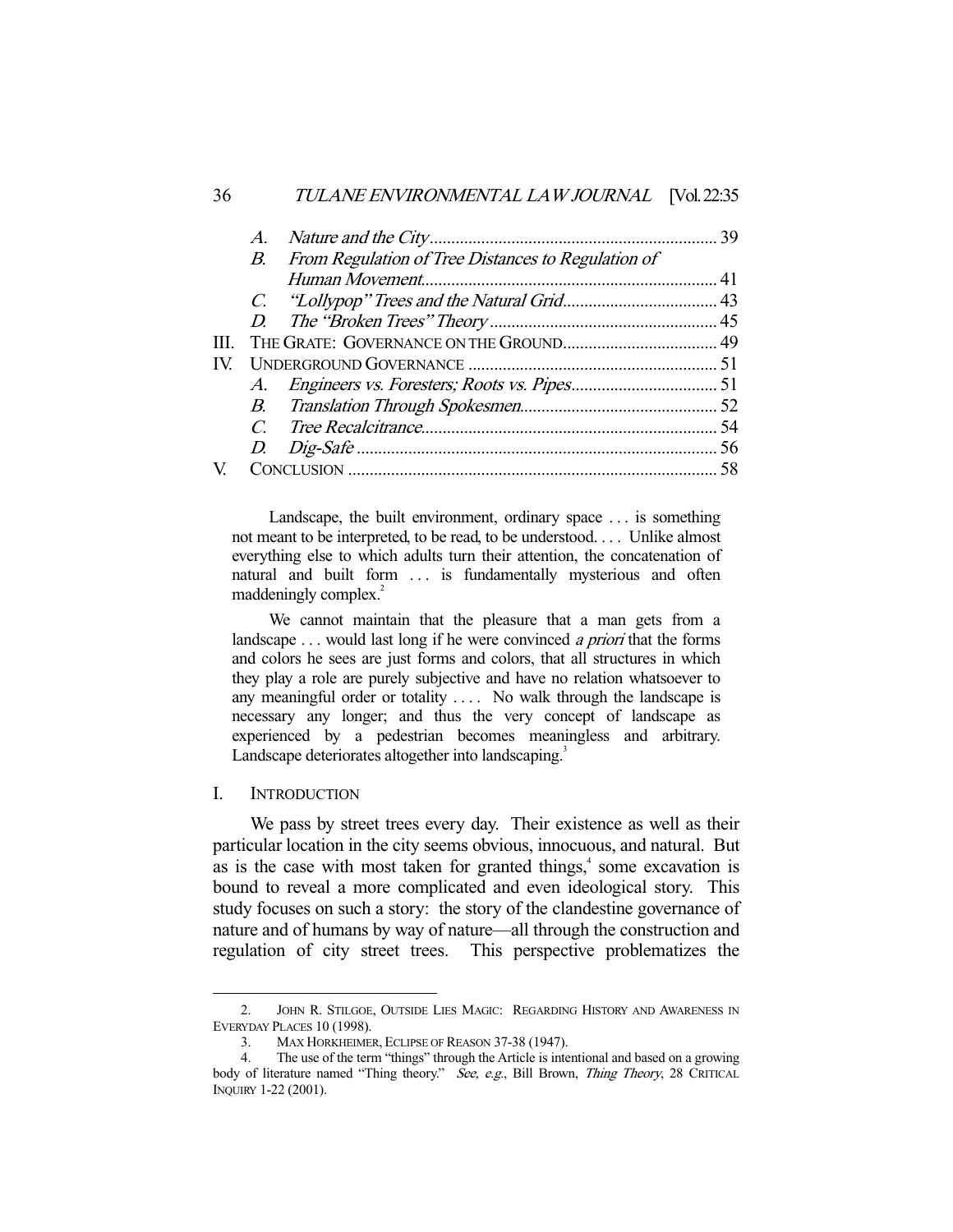A. *Nature and the City* .................................................................. 39

B. *From Regulation of Tree Distances to Regulation of Human Movement* .................................................................. 41

C. *"Lollypop" Trees and the Natural Grid* .................................. 43

D. *The "Broken Trees" Theory* .................................................. 45

III. THE GRATE: GOVERNANCE ON THE GROUND .................................. 49

IV. UNDERGROUND GOVERNANCE ......................................................... 51

A. *Engineers vs. Foresters; Roots vs. Pipes* ................................. 51

B. *Translation Through Spokesmen* ............................................ 52

C. *Tree Recalcitrance* .................................................................. 54

D. *Dig-Safe* .................................................................................. 56

V. CONCLUSION .................................................................................... 58

> Landscape, the built environment, ordinary space . . . is something not meant to be interpreted, to be read, to be understood. . . . Unlike almost everything else to which adults turn their attention, the concatenation of natural and built form . . . is fundamentally mysterious and often maddeningly complex.[2]
>
> We cannot maintain that the pleasure that a man gets from a landscape . . . would last long if he were convinced *a priori* that the forms and colors he sees are just forms and colors, that all structures in which they play a role are purely subjective and have no relation whatsoever to any meaningful order or totality . . . . No walk through the landscape is necessary any longer; and thus the very concept of landscape as experienced by a pedestrian becomes meaningless and arbitrary. Landscape deteriorates altogether into landscaping.[3]

## I. INTRODUCTION

We pass by street trees every day. Their existence as well as their particular location in the city seems obvious, innocuous, and natural. But as is the case with most taken for granted things,[4] some excavation is bound to reveal a more complicated and even ideological story. This study focuses on such a story: the story of the clandestine governance of nature and of humans by way of nature—all through the construction and regulation of city street trees. This perspective problematizes the

---

2. JOHN R. STILGOE, OUTSIDE LIES MAGIC: REGARDING HISTORY AND AWARENESS IN EVERYDAY PLACES 10 (1998).

3. MAX HORKHEIMER, ECLIPSE OF REASON 37-38 (1947).

4. The use of the term "things" through the Article is intentional and based on a growing body of literature named "Thing theory." *See, e.g.*, Bill Brown, *Thing Theory*, 28 CRITICAL INQUIRY 1-22 (2001).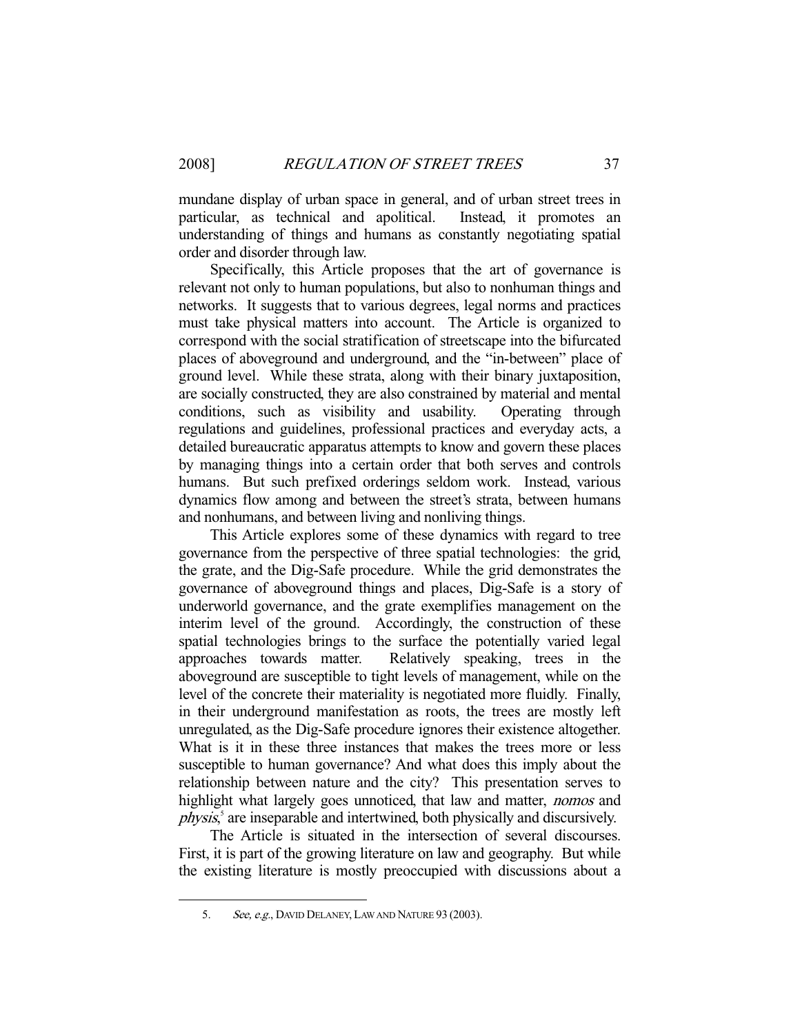mundane display of urban space in general, and of urban street trees in particular, as technical and apolitical. Instead, it promotes an understanding of things and humans as constantly negotiating spatial order and disorder through law.

Specifically, this Article proposes that the art of governance is relevant not only to human populations, but also to nonhuman things and networks. It suggests that to various degrees, legal norms and practices must take physical matters into account. The Article is organized to correspond with the social stratification of streetscape into the bifurcated places of aboveground and underground, and the "in-between" place of ground level. While these strata, along with their binary juxtaposition, are socially constructed, they are also constrained by material and mental conditions, such as visibility and usability. Operating through regulations and guidelines, professional practices and everyday acts, a detailed bureaucratic apparatus attempts to know and govern these places by managing things into a certain order that both serves and controls humans. But such prefixed orderings seldom work. Instead, various dynamics flow among and between the street's strata, between humans and nonhumans, and between living and nonliving things.

This Article explores some of these dynamics with regard to tree governance from the perspective of three spatial technologies: the grid, the grate, and the Dig-Safe procedure. While the grid demonstrates the governance of aboveground things and places, Dig-Safe is a story of underworld governance, and the grate exemplifies management on the interim level of the ground. Accordingly, the construction of these spatial technologies brings to the surface the potentially varied legal approaches towards matter. Relatively speaking, trees in the aboveground are susceptible to tight levels of management, while on the level of the concrete their materiality is negotiated more fluidly. Finally, in their underground manifestation as roots, the trees are mostly left unregulated, as the Dig-Safe procedure ignores their existence altogether. What is it in these three instances that makes the trees more or less susceptible to human governance? And what does this imply about the relationship between nature and the city? This presentation serves to highlight what largely goes unnoticed, that law and matter, *nomos* and *physis*,[5] are inseparable and intertwined, both physically and discursively.

The Article is situated in the intersection of several discourses. First, it is part of the growing literature on law and geography. But while the existing literature is mostly preoccupied with discussions about a

---

5. *See, e.g.*, DAVID DELANEY, LAW AND NATURE 93 (2003).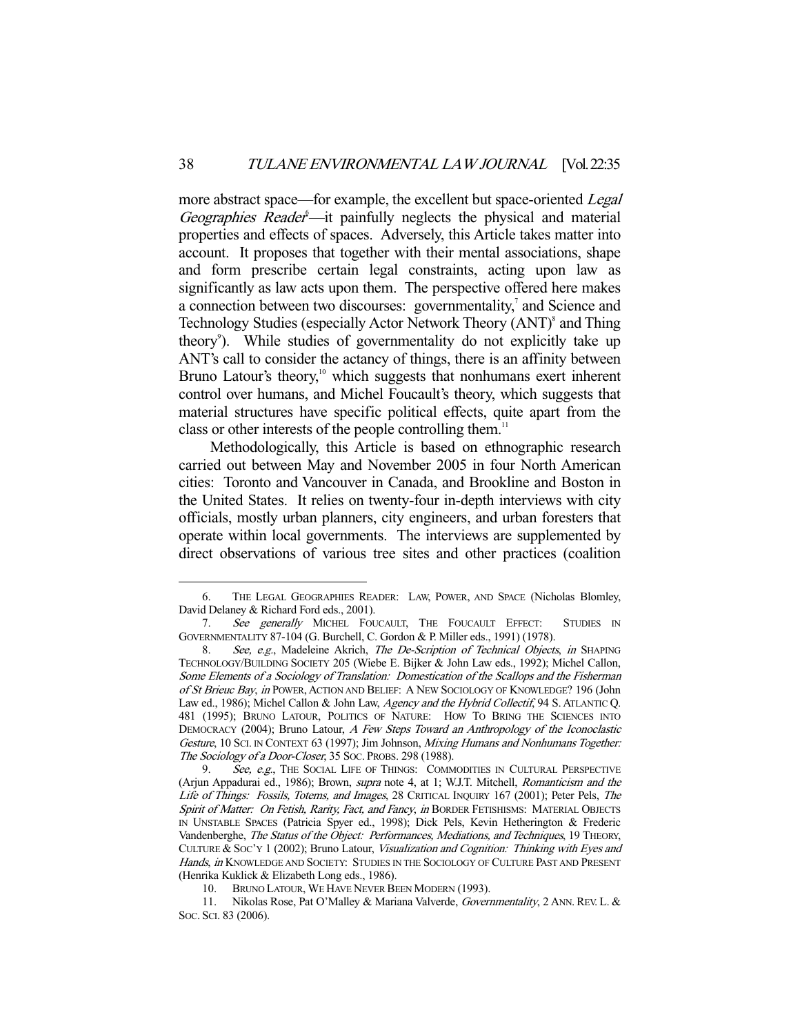more abstract space—for example, the excellent but space-oriented *Legal Geographies Reader*[6]—it painfully neglects the physical and material properties and effects of spaces. Adversely, this Article takes matter into account. It proposes that together with their mental associations, shape and form prescribe certain legal constraints, acting upon law as significantly as law acts upon them. The perspective offered here makes a connection between two discourses: governmentality,[7] and Science and Technology Studies (especially Actor Network Theory (ANT)[8] and Thing theory[9]). While studies of governmentality do not explicitly take up ANT's call to consider the actancy of things, there is an affinity between Bruno Latour's theory,[10] which suggests that nonhumans exert inherent control over humans, and Michel Foucault's theory, which suggests that material structures have specific political effects, quite apart from the class or other interests of the people controlling them.[11]

Methodologically, this Article is based on ethnographic research carried out between May and November 2005 in four North American cities: Toronto and Vancouver in Canada, and Brookline and Boston in the United States. It relies on twenty-four in-depth interviews with city officials, mostly urban planners, city engineers, and urban foresters that operate within local governments. The interviews are supplemented by direct observations of various tree sites and other practices (coalition

---

6. THE LEGAL GEOGRAPHIES READER: LAW, POWER, AND SPACE (Nicholas Blomley, David Delaney & Richard Ford eds., 2001).

7. *See generally* MICHEL FOUCAULT, THE FOUCAULT EFFECT: STUDIES IN GOVERNMENTALITY 87-104 (G. Burchell, C. Gordon & P. Miller eds., 1991) (1978).

8. *See, e.g.*, Madeleine Akrich, *The De-Scription of Technical Objects*, *in* SHAPING TECHNOLOGY/BUILDING SOCIETY 205 (Wiebe E. Bijker & John Law eds., 1992); Michel Callon, *Some Elements of a Sociology of Translation: Domestication of the Scallops and the Fisherman of St Brieuc Bay*, *in* POWER, ACTION AND BELIEF: A NEW SOCIOLOGY OF KNOWLEDGE? 196 (John Law ed., 1986); Michel Callon & John Law, *Agency and the Hybrid Collectif*, 94 S. ATLANTIC Q. 481 (1995); BRUNO LATOUR, POLITICS OF NATURE: HOW TO BRING THE SCIENCES INTO DEMOCRACY (2004); Bruno Latour, *A Few Steps Toward an Anthropology of the Iconoclastic Gesture*, 10 SCI. IN CONTEXT 63 (1997); Jim Johnson, *Mixing Humans and Nonhumans Together: The Sociology of a Door-Closer*, 35 SOC. PROBS. 298 (1988).

9. *See, e.g.*, THE SOCIAL LIFE OF THINGS: COMMODITIES IN CULTURAL PERSPECTIVE (Arjun Appadurai ed., 1986); Brown, *supra* note 4, at 1; W.J.T. Mitchell, *Romanticism and the Life of Things: Fossils, Totems, and Images*, 28 CRITICAL INQUIRY 167 (2001); Peter Pels, *The Spirit of Matter: On Fetish, Rarity, Fact, and Fancy*, *in* BORDER FETISHISMS: MATERIAL OBJECTS IN UNSTABLE SPACES (Patricia Spyer ed., 1998); Dick Pels, Kevin Hetherington & Frederic Vandenberghe, *The Status of the Object: Performances, Mediations, and Techniques*, 19 THEORY, CULTURE & SOC'Y 1 (2002); Bruno Latour, *Visualization and Cognition: Thinking with Eyes and Hands*, *in* KNOWLEDGE AND SOCIETY: STUDIES IN THE SOCIOLOGY OF CULTURE PAST AND PRESENT (Henrika Kuklick & Elizabeth Long eds., 1986).

10. BRUNO LATOUR, WE HAVE NEVER BEEN MODERN (1993).

11. Nikolas Rose, Pat O'Malley & Mariana Valverde, *Governmentality*, 2 ANN. REV. L. & SOC. SCI. 83 (2006).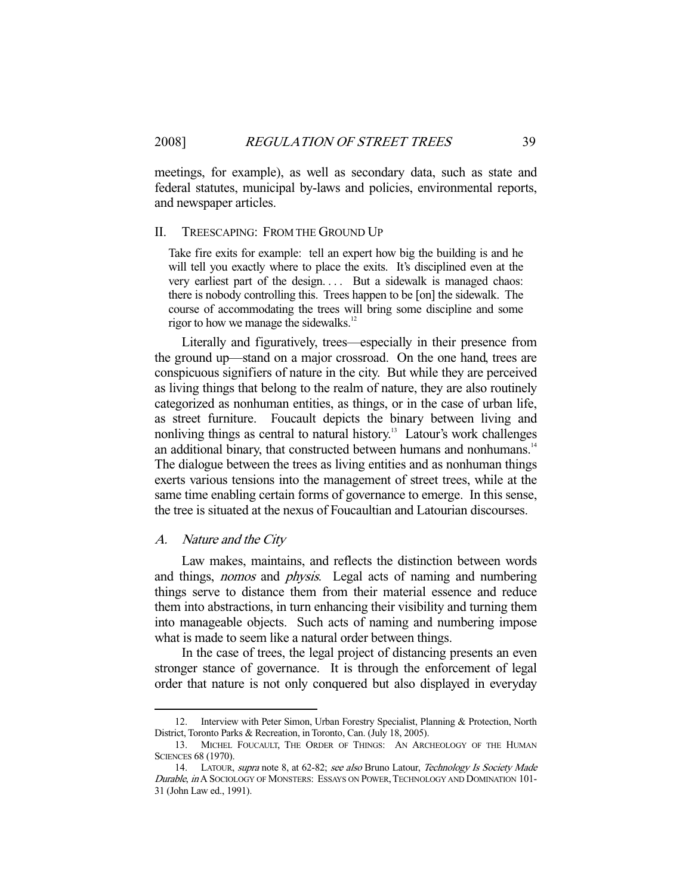meetings, for example), as well as secondary data, such as state and federal statutes, municipal by-laws and policies, environmental reports, and newspaper articles.

## II. Treescaping: From the Ground Up

> Take fire exits for example: tell an expert how big the building is and he will tell you exactly where to place the exits. It's disciplined even at the very earliest part of the design. . . . But a sidewalk is managed chaos: there is nobody controlling this. Trees happen to be [on] the sidewalk. The course of accommodating the trees will bring some discipline and some rigor to how we manage the sidewalks.[12]

Literally and figuratively, trees—especially in their presence from the ground up—stand on a major crossroad. On the one hand, trees are conspicuous signifiers of nature in the city. But while they are perceived as living things that belong to the realm of nature, they are also routinely categorized as nonhuman entities, as things, or in the case of urban life, as street furniture. Foucault depicts the binary between living and nonliving things as central to natural history.[13] Latour's work challenges an additional binary, that constructed between humans and nonhumans.[14] The dialogue between the trees as living entities and as nonhuman things exerts various tensions into the management of street trees, while at the same time enabling certain forms of governance to emerge. In this sense, the tree is situated at the nexus of Foucaultian and Latourian discourses.

### *A. Nature and the City*

Law makes, maintains, and reflects the distinction between words and things, *nomos* and *physis*. Legal acts of naming and numbering things serve to distance them from their material essence and reduce them into abstractions, in turn enhancing their visibility and turning them into manageable objects. Such acts of naming and numbering impose what is made to seem like a natural order between things.

In the case of trees, the legal project of distancing presents an even stronger stance of governance. It is through the enforcement of legal order that nature is not only conquered but also displayed in everyday

---

12. Interview with Peter Simon, Urban Forestry Specialist, Planning & Protection, North District, Toronto Parks & Recreation, in Toronto, Can. (July 18, 2005).

13. Michel Foucault, The Order of Things: An Archeology of the Human Sciences 68 (1970).

14. Latour, *supra* note 8, at 62-82; *see also* Bruno Latour, *Technology Is Society Made Durable*, *in* A Sociology of Monsters: Essays on Power, Technology and Domination 101-31 (John Law ed., 1991).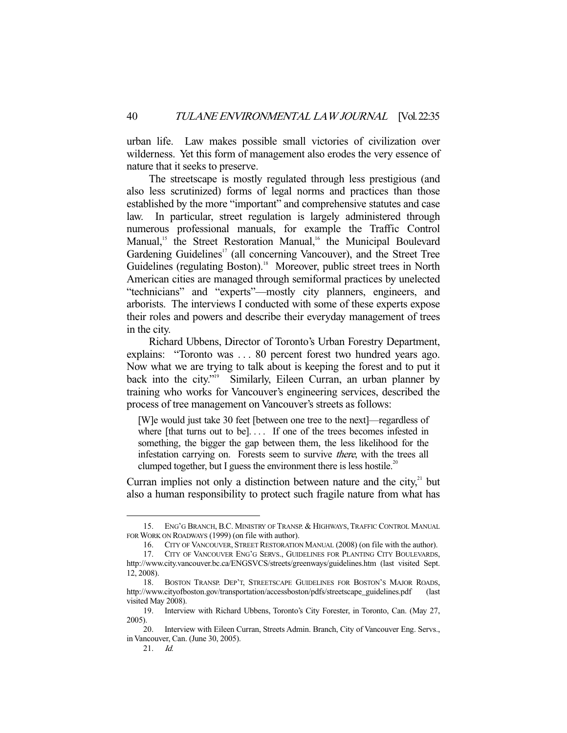urban life. Law makes possible small victories of civilization over wilderness. Yet this form of management also erodes the very essence of nature that it seeks to preserve.

The streetscape is mostly regulated through less prestigious (and also less scrutinized) forms of legal norms and practices than those established by the more "important" and comprehensive statutes and case law. In particular, street regulation is largely administered through numerous professional manuals, for example the Traffic Control Manual,[15] the Street Restoration Manual,[16] the Municipal Boulevard Gardening Guidelines[17] (all concerning Vancouver), and the Street Tree Guidelines (regulating Boston).[18] Moreover, public street trees in North American cities are managed through semiformal practices by unelected "technicians" and "experts"—mostly city planners, engineers, and arborists. The interviews I conducted with some of these experts expose their roles and powers and describe their everyday management of trees in the city.

Richard Ubbens, Director of Toronto's Urban Forestry Department, explains: "Toronto was . . . 80 percent forest two hundred years ago. Now what we are trying to talk about is keeping the forest and to put it back into the city."[19] Similarly, Eileen Curran, an urban planner by training who works for Vancouver's engineering services, described the process of tree management on Vancouver's streets as follows:

> [W]e would just take 30 feet [between one tree to the next]—regardless of where [that turns out to be]. . . . If one of the trees becomes infested in something, the bigger the gap between them, the less likelihood for the infestation carrying on. Forests seem to survive *there*, with the trees all clumped together, but I guess the environment there is less hostile.[20]

Curran implies not only a distinction between nature and the city,[21] but also a human responsibility to protect such fragile nature from what has

---

15. ENG'G BRANCH, B.C. MINISTRY OF TRANSP. & HIGHWAYS, TRAFFIC CONTROL MANUAL FOR WORK ON ROADWAYS (1999) (on file with author).

16. CITY OF VANCOUVER, STREET RESTORATION MANUAL (2008) (on file with the author).

17. CITY OF VANCOUVER ENG'G SERVS., GUIDELINES FOR PLANTING CITY BOULEVARDS, http://www.city.vancouver.bc.ca/ENGSVCS/streets/greenways/guidelines.htm (last visited Sept. 12, 2008).

18. BOSTON TRANSP. DEP'T, STREETSCAPE GUIDELINES FOR BOSTON'S MAJOR ROADS, http://www.cityofboston.gov/transportation/accessboston/pdfs/streetscape_guidelines.pdf (last visited May 2008).

19. Interview with Richard Ubbens, Toronto's City Forester, in Toronto, Can. (May 27, 2005).

20. Interview with Eileen Curran, Streets Admin. Branch, City of Vancouver Eng. Servs., in Vancouver, Can. (June 30, 2005).

21. *Id.*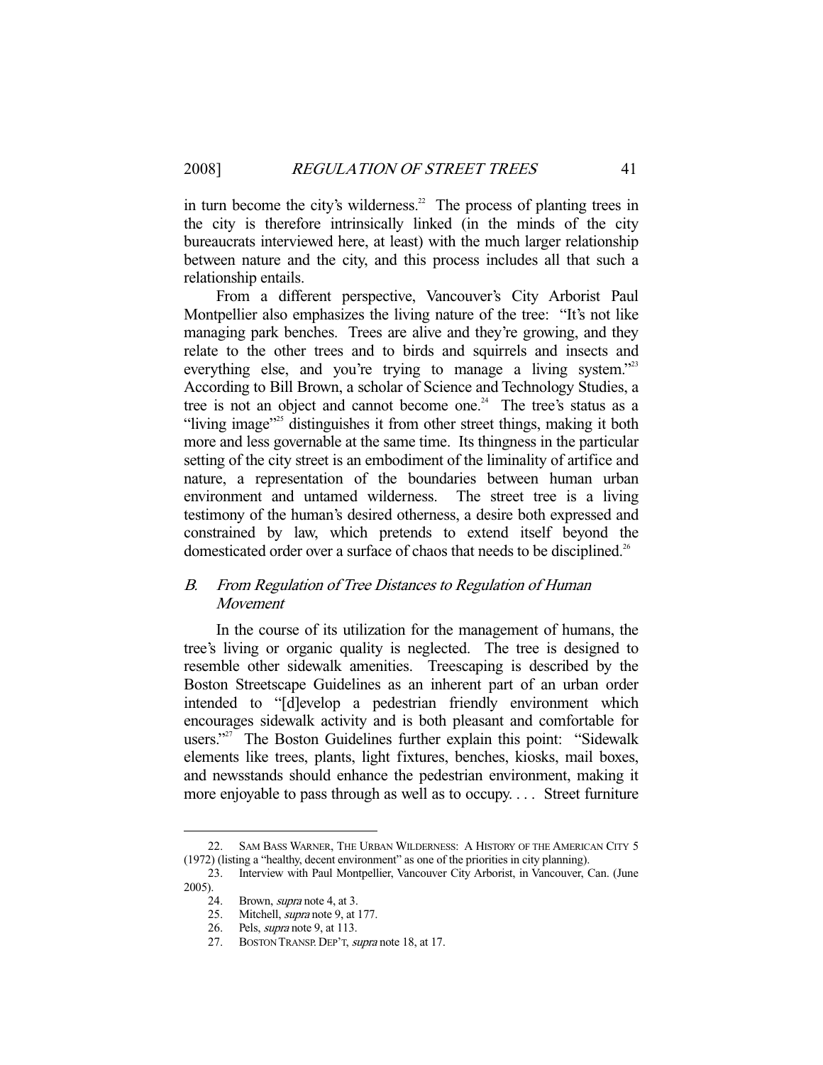in turn become the city's wilderness.[22] The process of planting trees in the city is therefore intrinsically linked (in the minds of the city bureaucrats interviewed here, at least) with the much larger relationship between nature and the city, and this process includes all that such a relationship entails.

From a different perspective, Vancouver's City Arborist Paul Montpellier also emphasizes the living nature of the tree: "It's not like managing park benches. Trees are alive and they're growing, and they relate to the other trees and to birds and squirrels and insects and everything else, and you're trying to manage a living system."[23] According to Bill Brown, a scholar of Science and Technology Studies, a tree is not an object and cannot become one.[24] The tree's status as a "living image"[25] distinguishes it from other street things, making it both more and less governable at the same time. Its thingness in the particular setting of the city street is an embodiment of the liminality of artifice and nature, a representation of the boundaries between human urban environment and untamed wilderness. The street tree is a living testimony of the human's desired otherness, a desire both expressed and constrained by law, which pretends to extend itself beyond the domesticated order over a surface of chaos that needs to be disciplined.[26]

### *B. From Regulation of Tree Distances to Regulation of Human Movement*

In the course of its utilization for the management of humans, the tree's living or organic quality is neglected. The tree is designed to resemble other sidewalk amenities. Treescaping is described by the Boston Streetscape Guidelines as an inherent part of an urban order intended to "[d]evelop a pedestrian friendly environment which encourages sidewalk activity and is both pleasant and comfortable for users."[27] The Boston Guidelines further explain this point: "Sidewalk elements like trees, plants, light fixtures, benches, kiosks, mail boxes, and newsstands should enhance the pedestrian environment, making it more enjoyable to pass through as well as to occupy. . . . Street furniture

---

22. SAM BASS WARNER, THE URBAN WILDERNESS: A HISTORY OF THE AMERICAN CITY 5 (1972) (listing a "healthy, decent environment" as one of the priorities in city planning).

23. Interview with Paul Montpellier, Vancouver City Arborist, in Vancouver, Can. (June 2005).

24. Brown, *supra* note 4, at 3.

25. Mitchell, *supra* note 9, at 177.

26. Pels, *supra* note 9, at 113.

27. BOSTON TRANSP. DEP'T, *supra* note 18, at 17.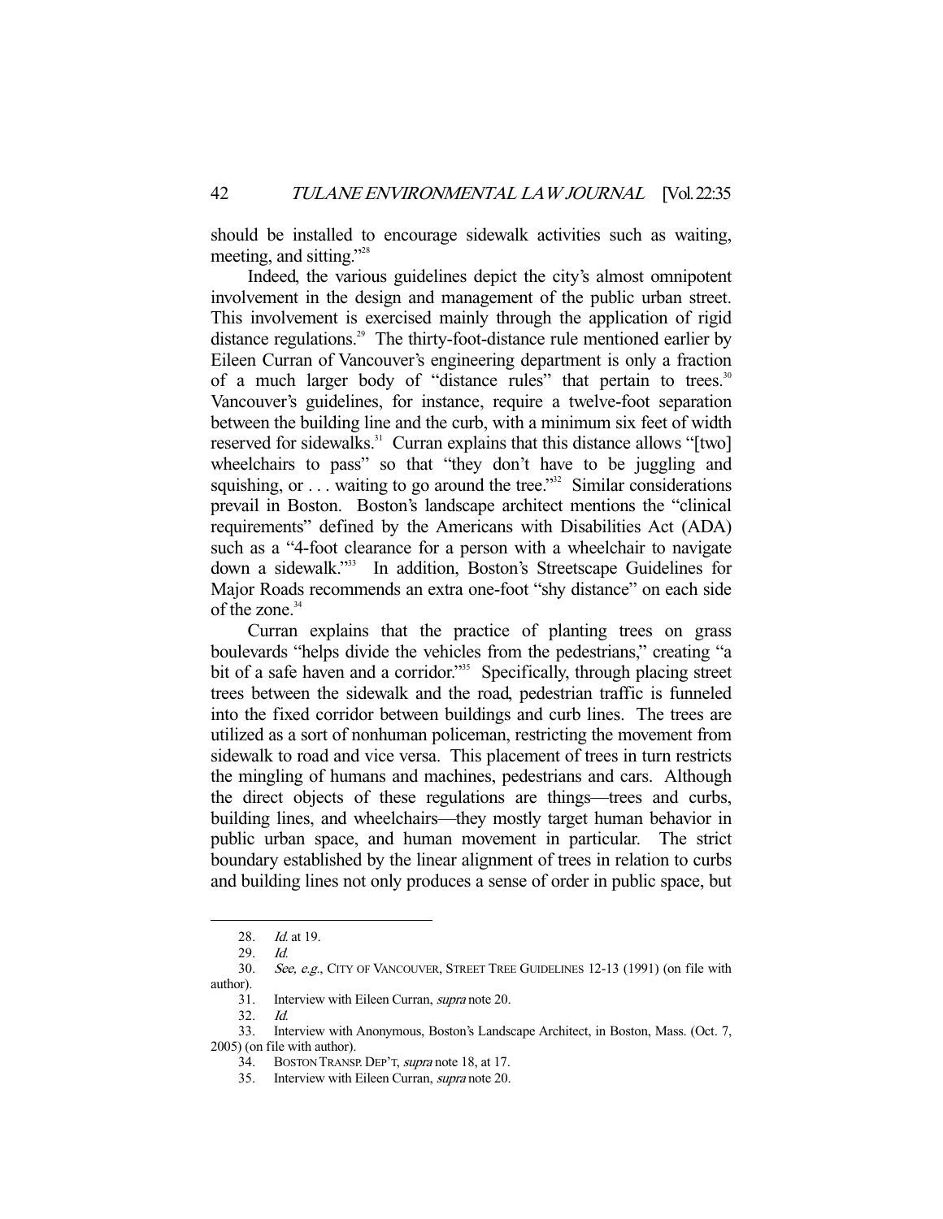should be installed to encourage sidewalk activities such as waiting, meeting, and sitting."[28]

Indeed, the various guidelines depict the city's almost omnipotent involvement in the design and management of the public urban street. This involvement is exercised mainly through the application of rigid distance regulations.[29] The thirty-foot-distance rule mentioned earlier by Eileen Curran of Vancouver's engineering department is only a fraction of a much larger body of "distance rules" that pertain to trees.[30] Vancouver's guidelines, for instance, require a twelve-foot separation between the building line and the curb, with a minimum six feet of width reserved for sidewalks.[31] Curran explains that this distance allows "[two] wheelchairs to pass" so that "they don't have to be juggling and squishing, or . . . waiting to go around the tree."[32] Similar considerations prevail in Boston. Boston's landscape architect mentions the "clinical requirements" defined by the Americans with Disabilities Act (ADA) such as a "4-foot clearance for a person with a wheelchair to navigate down a sidewalk."[33] In addition, Boston's Streetscape Guidelines for Major Roads recommends an extra one-foot "shy distance" on each side of the zone.[34]

Curran explains that the practice of planting trees on grass boulevards "helps divide the vehicles from the pedestrians," creating "a bit of a safe haven and a corridor."[35] Specifically, through placing street trees between the sidewalk and the road, pedestrian traffic is funneled into the fixed corridor between buildings and curb lines. The trees are utilized as a sort of nonhuman policeman, restricting the movement from sidewalk to road and vice versa. This placement of trees in turn restricts the mingling of humans and machines, pedestrians and cars. Although the direct objects of these regulations are things—trees and curbs, building lines, and wheelchairs—they mostly target human behavior in public urban space, and human movement in particular. The strict boundary established by the linear alignment of trees in relation to curbs and building lines not only produces a sense of order in public space, but

---

28. *Id.* at 19.

29. *Id.*

30. *See, e.g.*, CITY OF VANCOUVER, STREET TREE GUIDELINES 12-13 (1991) (on file with author).

31. Interview with Eileen Curran, *supra* note 20.

32. *Id.*

33. Interview with Anonymous, Boston's Landscape Architect, in Boston, Mass. (Oct. 7, 2005) (on file with author).

34. BOSTON TRANSP. DEP'T, *supra* note 18, at 17.

35. Interview with Eileen Curran, *supra* note 20.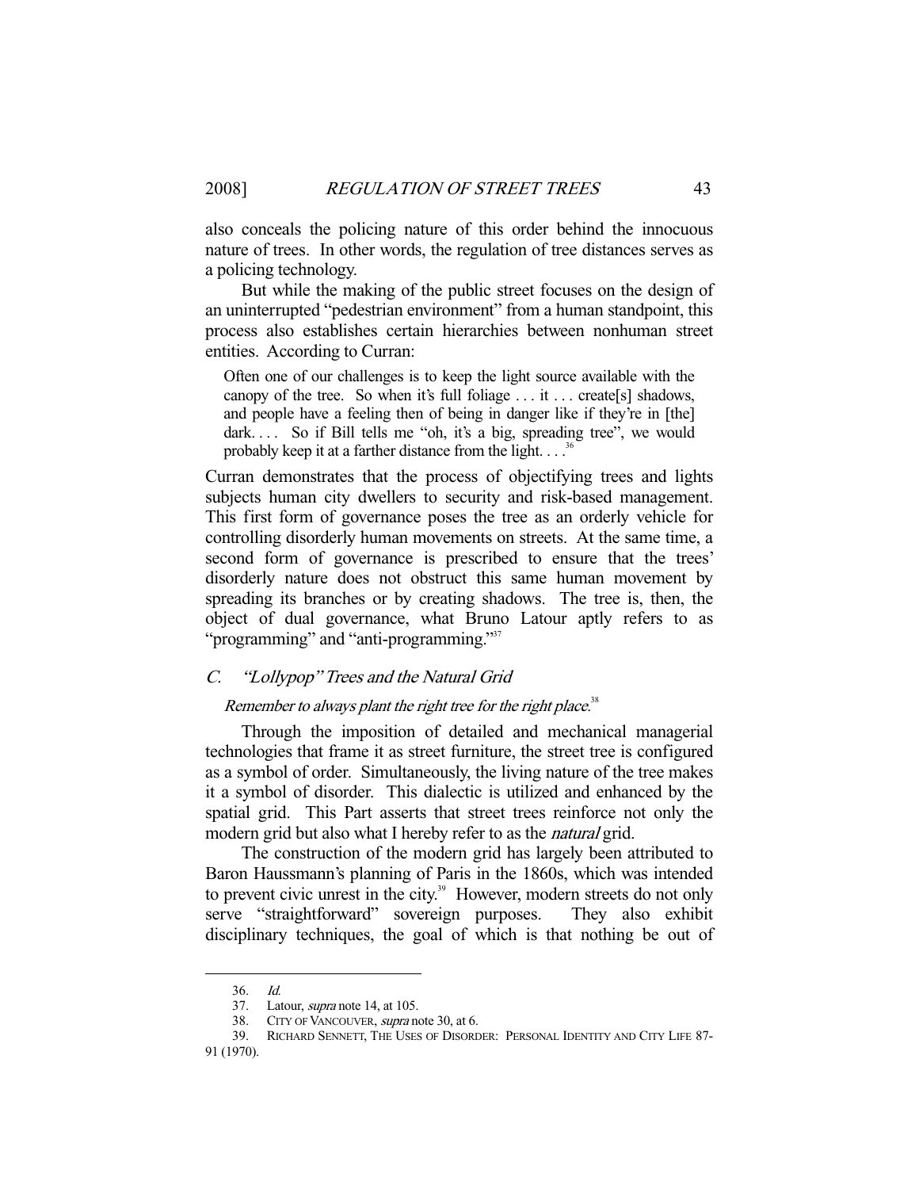also conceals the policing nature of this order behind the innocuous nature of trees. In other words, the regulation of tree distances serves as a policing technology.

But while the making of the public street focuses on the design of an uninterrupted "pedestrian environment" from a human standpoint, this process also establishes certain hierarchies between nonhuman street entities. According to Curran:

> Often one of our challenges is to keep the light source available with the canopy of the tree. So when it's full foliage . . . it . . . create[s] shadows, and people have a feeling then of being in danger like if they're in [the] dark. . . . So if Bill tells me "oh, it's a big, spreading tree", we would probably keep it at a farther distance from the light. . . .[36]

Curran demonstrates that the process of objectifying trees and lights subjects human city dwellers to security and risk-based management. This first form of governance poses the tree as an orderly vehicle for controlling disorderly human movements on streets. At the same time, a second form of governance is prescribed to ensure that the trees' disorderly nature does not obstruct this same human movement by spreading its branches or by creating shadows. The tree is, then, the object of dual governance, what Bruno Latour aptly refers to as "programming" and "anti-programming."[37]

### *C. "Lollypop" Trees and the Natural Grid*

*Remember to always plant the right tree for the right place.*[38]

Through the imposition of detailed and mechanical managerial technologies that frame it as street furniture, the street tree is configured as a symbol of order. Simultaneously, the living nature of the tree makes it a symbol of disorder. This dialectic is utilized and enhanced by the spatial grid. This Part asserts that street trees reinforce not only the modern grid but also what I hereby refer to as the *natural* grid.

The construction of the modern grid has largely been attributed to Baron Haussmann's planning of Paris in the 1860s, which was intended to prevent civic unrest in the city.[39] However, modern streets do not only serve "straightforward" sovereign purposes. They also exhibit disciplinary techniques, the goal of which is that nothing be out of

---

36. *Id.*

37. Latour, *supra* note 14, at 105.

38. CITY OF VANCOUVER, *supra* note 30, at 6.

39. RICHARD SENNETT, THE USES OF DISORDER: PERSONAL IDENTITY AND CITY LIFE 87-91 (1970).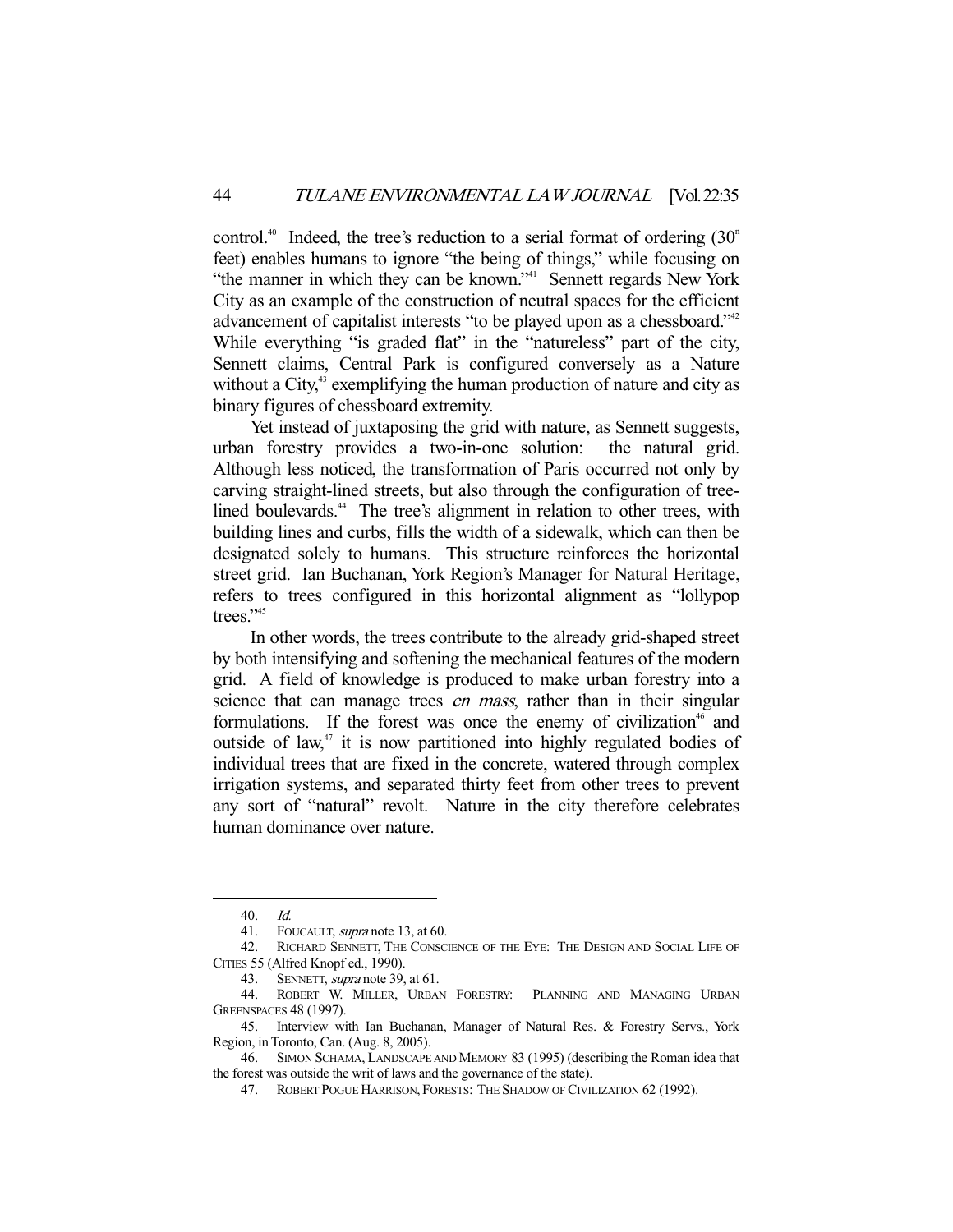control.[40] Indeed, the tree's reduction to a serial format of ordering (30[n] feet) enables humans to ignore "the being of things," while focusing on "the manner in which they can be known."[41] Sennett regards New York City as an example of the construction of neutral spaces for the efficient advancement of capitalist interests "to be played upon as a chessboard."[42] While everything "is graded flat" in the "natureless" part of the city, Sennett claims, Central Park is configured conversely as a Nature without a City,[43] exemplifying the human production of nature and city as binary figures of chessboard extremity.

Yet instead of juxtaposing the grid with nature, as Sennett suggests, urban forestry provides a two-in-one solution: the natural grid. Although less noticed, the transformation of Paris occurred not only by carving straight-lined streets, but also through the configuration of tree-lined boulevards.[44] The tree's alignment in relation to other trees, with building lines and curbs, fills the width of a sidewalk, which can then be designated solely to humans. This structure reinforces the horizontal street grid. Ian Buchanan, York Region's Manager for Natural Heritage, refers to trees configured in this horizontal alignment as "lollypop trees."[45]

In other words, the trees contribute to the already grid-shaped street by both intensifying and softening the mechanical features of the modern grid. A field of knowledge is produced to make urban forestry into a science that can manage trees *en mass*, rather than in their singular formulations. If the forest was once the enemy of civilization[46] and outside of law,[47] it is now partitioned into highly regulated bodies of individual trees that are fixed in the concrete, watered through complex irrigation systems, and separated thirty feet from other trees to prevent any sort of "natural" revolt. Nature in the city therefore celebrates human dominance over nature.

---

40. *Id.*

41. FOUCAULT, *supra* note 13, at 60.

42. RICHARD SENNETT, THE CONSCIENCE OF THE EYE: THE DESIGN AND SOCIAL LIFE OF CITIES 55 (Alfred Knopf ed., 1990).

43. SENNETT, *supra* note 39, at 61.

44. ROBERT W. MILLER, URBAN FORESTRY: PLANNING AND MANAGING URBAN GREENSPACES 48 (1997).

45. Interview with Ian Buchanan, Manager of Natural Res. & Forestry Servs., York Region, in Toronto, Can. (Aug. 8, 2005).

46. SIMON SCHAMA, LANDSCAPE AND MEMORY 83 (1995) (describing the Roman idea that the forest was outside the writ of laws and the governance of the state).

47. ROBERT POGUE HARRISON, FORESTS: THE SHADOW OF CIVILIZATION 62 (1992).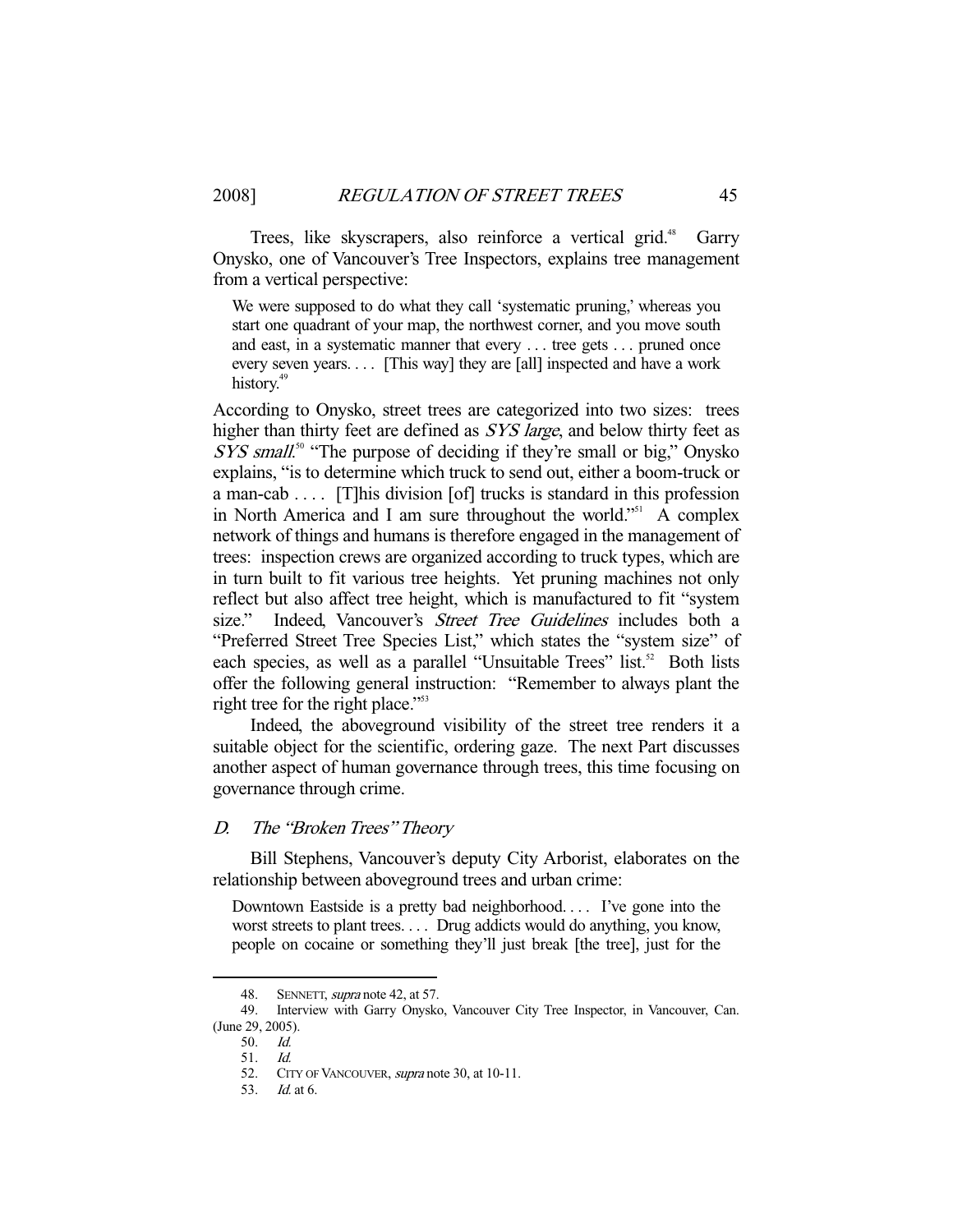Trees, like skyscrapers, also reinforce a vertical grid.[48] Garry Onysko, one of Vancouver's Tree Inspectors, explains tree management from a vertical perspective:

> We were supposed to do what they call 'systematic pruning,' whereas you start one quadrant of your map, the northwest corner, and you move south and east, in a systematic manner that every . . . tree gets . . . pruned once every seven years. . . . [This way] they are [all] inspected and have a work history.[49]

According to Onysko, street trees are categorized into two sizes: trees higher than thirty feet are defined as *SYS large*, and below thirty feet as *SYS small*.[50] "The purpose of deciding if they're small or big," Onysko explains, "is to determine which truck to send out, either a boom-truck or a man-cab . . . . [T]his division [of] trucks is standard in this profession in North America and I am sure throughout the world."[51] A complex network of things and humans is therefore engaged in the management of trees: inspection crews are organized according to truck types, which are in turn built to fit various tree heights. Yet pruning machines not only reflect but also affect tree height, which is manufactured to fit "system size." Indeed, Vancouver's *Street Tree Guidelines* includes both a "Preferred Street Tree Species List," which states the "system size" of each species, as well as a parallel "Unsuitable Trees" list.[52] Both lists offer the following general instruction: "Remember to always plant the right tree for the right place."[53]

Indeed, the aboveground visibility of the street tree renders it a suitable object for the scientific, ordering gaze. The next Part discusses another aspect of human governance through trees, this time focusing on governance through crime.

### D. *The "Broken Trees" Theory*

Bill Stephens, Vancouver's deputy City Arborist, elaborates on the relationship between aboveground trees and urban crime:

> Downtown Eastside is a pretty bad neighborhood. . . . I've gone into the worst streets to plant trees. . . . Drug addicts would do anything, you know, people on cocaine or something they'll just break [the tree], just for the

---

48. SENNETT, *supra* note 42, at 57.

49. Interview with Garry Onysko, Vancouver City Tree Inspector, in Vancouver, Can. (June 29, 2005).

50. *Id.*

51. *Id.*

52. CITY OF VANCOUVER, *supra* note 30, at 10-11.

53. *Id.* at 6.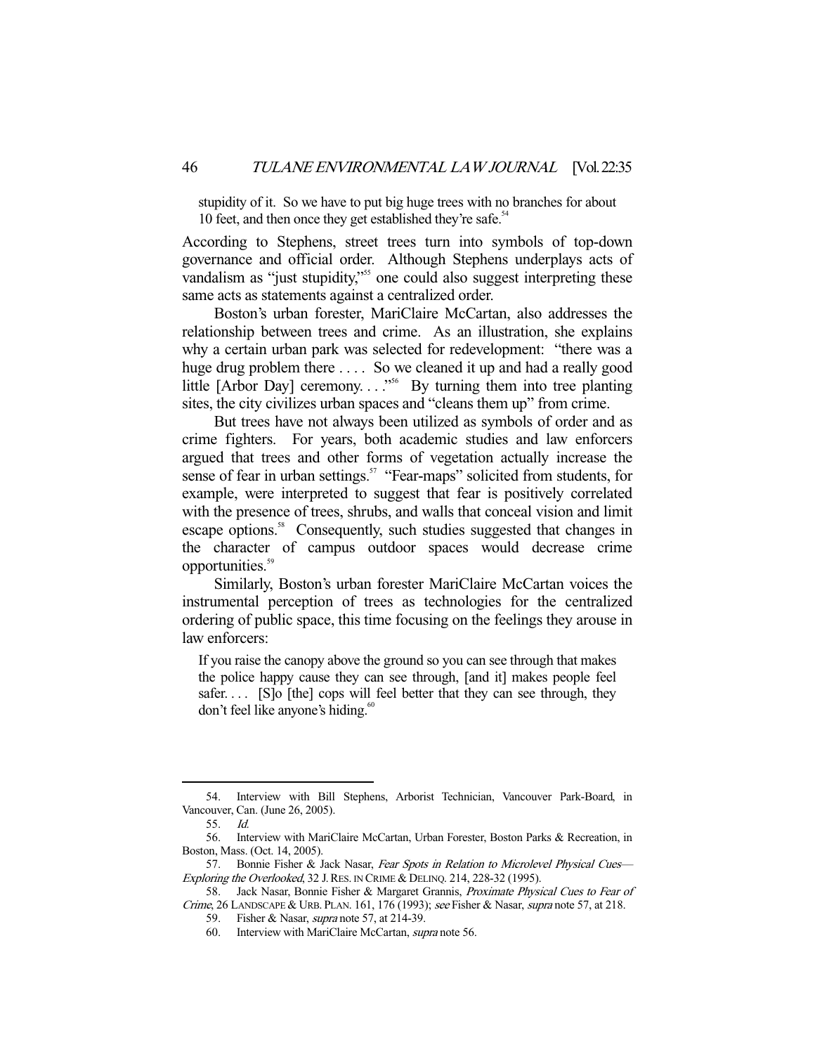> stupidity of it. So we have to put big huge trees with no branches for about 10 feet, and then once they get established they're safe.[54]

According to Stephens, street trees turn into symbols of top-down governance and official order. Although Stephens underplays acts of vandalism as "just stupidity,"[55] one could also suggest interpreting these same acts as statements against a centralized order.

Boston's urban forester, MariClaire McCartan, also addresses the relationship between trees and crime. As an illustration, she explains why a certain urban park was selected for redevelopment: "there was a huge drug problem there . . . . So we cleaned it up and had a really good little [Arbor Day] ceremony. . . ."[56] By turning them into tree planting sites, the city civilizes urban spaces and "cleans them up" from crime.

But trees have not always been utilized as symbols of order and as crime fighters. For years, both academic studies and law enforcers argued that trees and other forms of vegetation actually increase the sense of fear in urban settings.[57] "Fear-maps" solicited from students, for example, were interpreted to suggest that fear is positively correlated with the presence of trees, shrubs, and walls that conceal vision and limit escape options.[58] Consequently, such studies suggested that changes in the character of campus outdoor spaces would decrease crime opportunities.[59]

Similarly, Boston's urban forester MariClaire McCartan voices the instrumental perception of trees as technologies for the centralized ordering of public space, this time focusing on the feelings they arouse in law enforcers:

> If you raise the canopy above the ground so you can see through that makes the police happy cause they can see through, [and it] makes people feel safer. . . . [S]o [the] cops will feel better that they can see through, they don't feel like anyone's hiding.[60]

---

54. Interview with Bill Stephens, Arborist Technician, Vancouver Park-Board, in Vancouver, Can. (June 26, 2005).

55. *Id.*

56. Interview with MariClaire McCartan, Urban Forester, Boston Parks & Recreation, in Boston, Mass. (Oct. 14, 2005).

57. Bonnie Fisher & Jack Nasar, *Fear Spots in Relation to Microlevel Physical Cues—Exploring the Overlooked*, 32 J. RES. IN CRIME & DELINQ. 214, 228-32 (1995).

58. Jack Nasar, Bonnie Fisher & Margaret Grannis, *Proximate Physical Cues to Fear of Crime*, 26 LANDSCAPE & URB. PLAN. 161, 176 (1993); *see* Fisher & Nasar, *supra* note 57, at 218.

59. Fisher & Nasar, *supra* note 57, at 214-39.

60. Interview with MariClaire McCartan, *supra* note 56.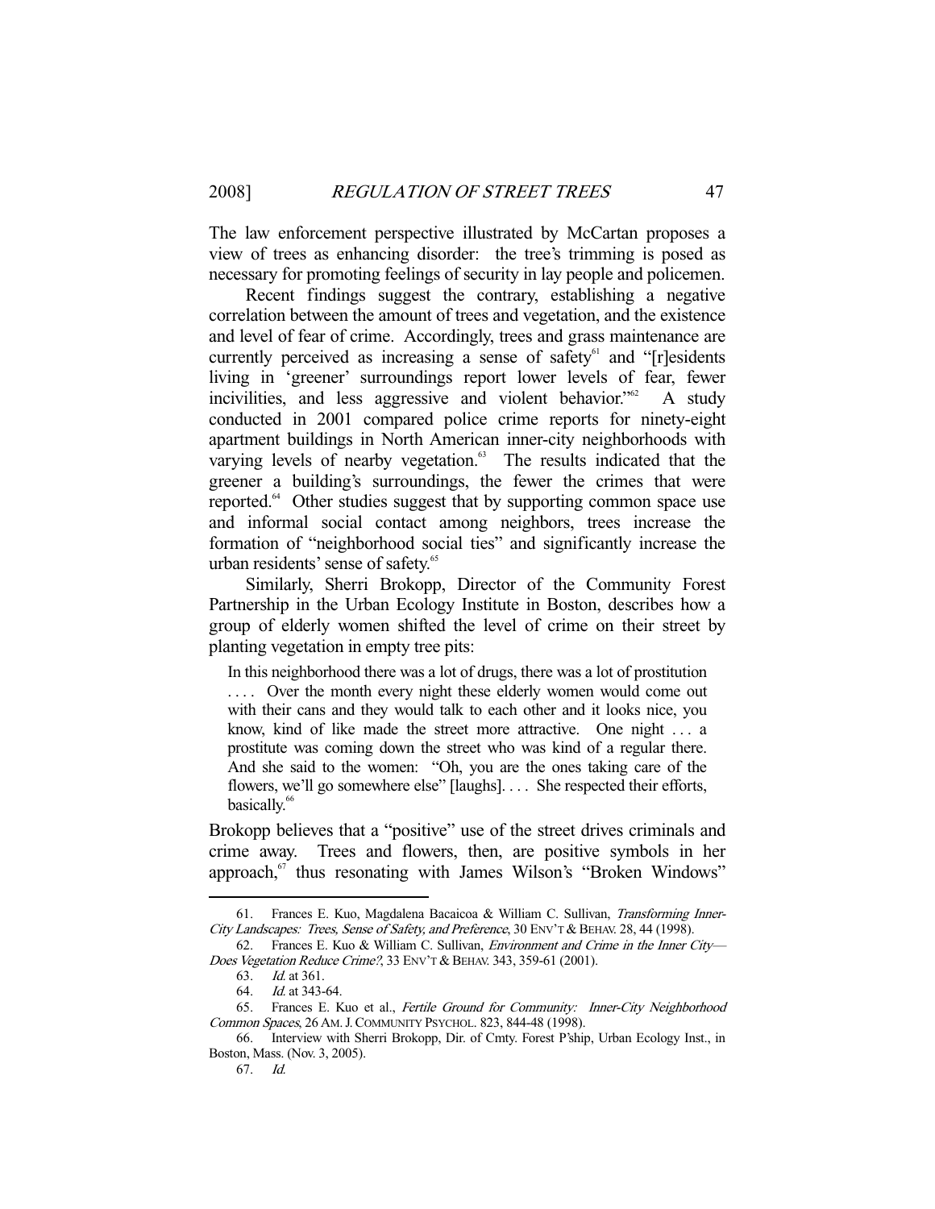The law enforcement perspective illustrated by McCartan proposes a view of trees as enhancing disorder: the tree's trimming is posed as necessary for promoting feelings of security in lay people and policemen.

Recent findings suggest the contrary, establishing a negative correlation between the amount of trees and vegetation, and the existence and level of fear of crime. Accordingly, trees and grass maintenance are currently perceived as increasing a sense of safety[61] and "[r]esidents living in 'greener' surroundings report lower levels of fear, fewer incivilities, and less aggressive and violent behavior."[62] A study conducted in 2001 compared police crime reports for ninety-eight apartment buildings in North American inner-city neighborhoods with varying levels of nearby vegetation.[63] The results indicated that the greener a building's surroundings, the fewer the crimes that were reported.[64] Other studies suggest that by supporting common space use and informal social contact among neighbors, trees increase the formation of "neighborhood social ties" and significantly increase the urban residents' sense of safety.[65]

Similarly, Sherri Brokopp, Director of the Community Forest Partnership in the Urban Ecology Institute in Boston, describes how a group of elderly women shifted the level of crime on their street by planting vegetation in empty tree pits:

> In this neighborhood there was a lot of drugs, there was a lot of prostitution . . . . Over the month every night these elderly women would come out with their cans and they would talk to each other and it looks nice, you know, kind of like made the street more attractive. One night . . . a prostitute was coming down the street who was kind of a regular there. And she said to the women: "Oh, you are the ones taking care of the flowers, we'll go somewhere else" [laughs]. . . . She respected their efforts, basically.[66]

Brokopp believes that a "positive" use of the street drives criminals and crime away. Trees and flowers, then, are positive symbols in her approach,[67] thus resonating with James Wilson's "Broken Windows"

---

61. Frances E. Kuo, Magdalena Bacaicoa & William C. Sullivan, *Transforming Inner-City Landscapes: Trees, Sense of Safety, and Preference*, 30 ENV'T & BEHAV. 28, 44 (1998).

62. Frances E. Kuo & William C. Sullivan, *Environment and Crime in the Inner City—Does Vegetation Reduce Crime?*, 33 ENV'T & BEHAV. 343, 359-61 (2001).

63. *Id.* at 361.

64. *Id.* at 343-64.

65. Frances E. Kuo et al., *Fertile Ground for Community: Inner-City Neighborhood Common Spaces*, 26 AM. J. COMMUNITY PSYCHOL. 823, 844-48 (1998).

66. Interview with Sherri Brokopp, Dir. of Cmty. Forest P'ship, Urban Ecology Inst., in Boston, Mass. (Nov. 3, 2005).

67. *Id.*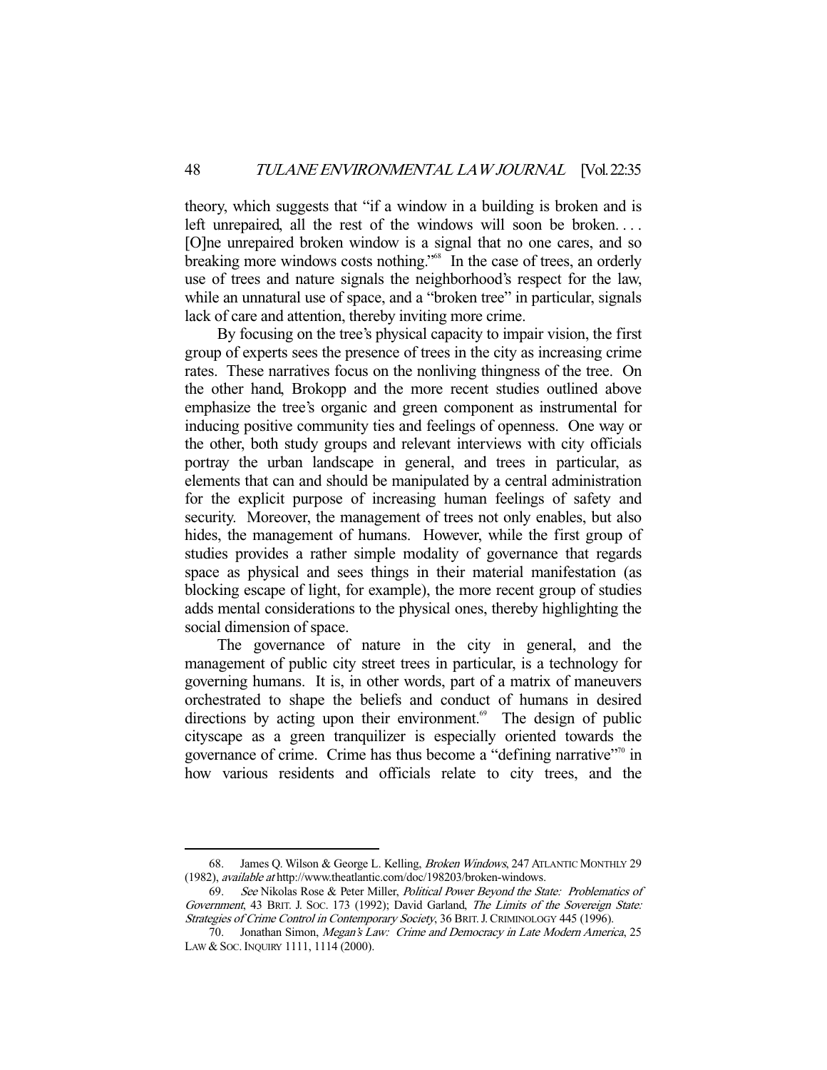theory, which suggests that "if a window in a building is broken and is left unrepaired, all the rest of the windows will soon be broken. . . . [O]ne unrepaired broken window is a signal that no one cares, and so breaking more windows costs nothing."[68] In the case of trees, an orderly use of trees and nature signals the neighborhood's respect for the law, while an unnatural use of space, and a "broken tree" in particular, signals lack of care and attention, thereby inviting more crime.

By focusing on the tree's physical capacity to impair vision, the first group of experts sees the presence of trees in the city as increasing crime rates. These narratives focus on the nonliving thingness of the tree. On the other hand, Brokopp and the more recent studies outlined above emphasize the tree's organic and green component as instrumental for inducing positive community ties and feelings of openness. One way or the other, both study groups and relevant interviews with city officials portray the urban landscape in general, and trees in particular, as elements that can and should be manipulated by a central administration for the explicit purpose of increasing human feelings of safety and security. Moreover, the management of trees not only enables, but also hides, the management of humans. However, while the first group of studies provides a rather simple modality of governance that regards space as physical and sees things in their material manifestation (as blocking escape of light, for example), the more recent group of studies adds mental considerations to the physical ones, thereby highlighting the social dimension of space.

The governance of nature in the city in general, and the management of public city street trees in particular, is a technology for governing humans. It is, in other words, part of a matrix of maneuvers orchestrated to shape the beliefs and conduct of humans in desired directions by acting upon their environment.[69] The design of public cityscape as a green tranquilizer is especially oriented towards the governance of crime. Crime has thus become a "defining narrative"[70] in how various residents and officials relate to city trees, and the

---

68. James Q. Wilson & George L. Kelling, *Broken Windows*, 247 ATLANTIC MONTHLY 29 (1982), *available at* http://www.theatlantic.com/doc/198203/broken-windows.

69. *See* Nikolas Rose & Peter Miller, *Political Power Beyond the State: Problematics of Government*, 43 BRIT. J. SOC. 173 (1992); David Garland, *The Limits of the Sovereign State: Strategies of Crime Control in Contemporary Society*, 36 BRIT. J. CRIMINOLOGY 445 (1996).

70. Jonathan Simon, *Megan's Law: Crime and Democracy in Late Modern America*, 25 LAW & SOC. INQUIRY 1111, 1114 (2000).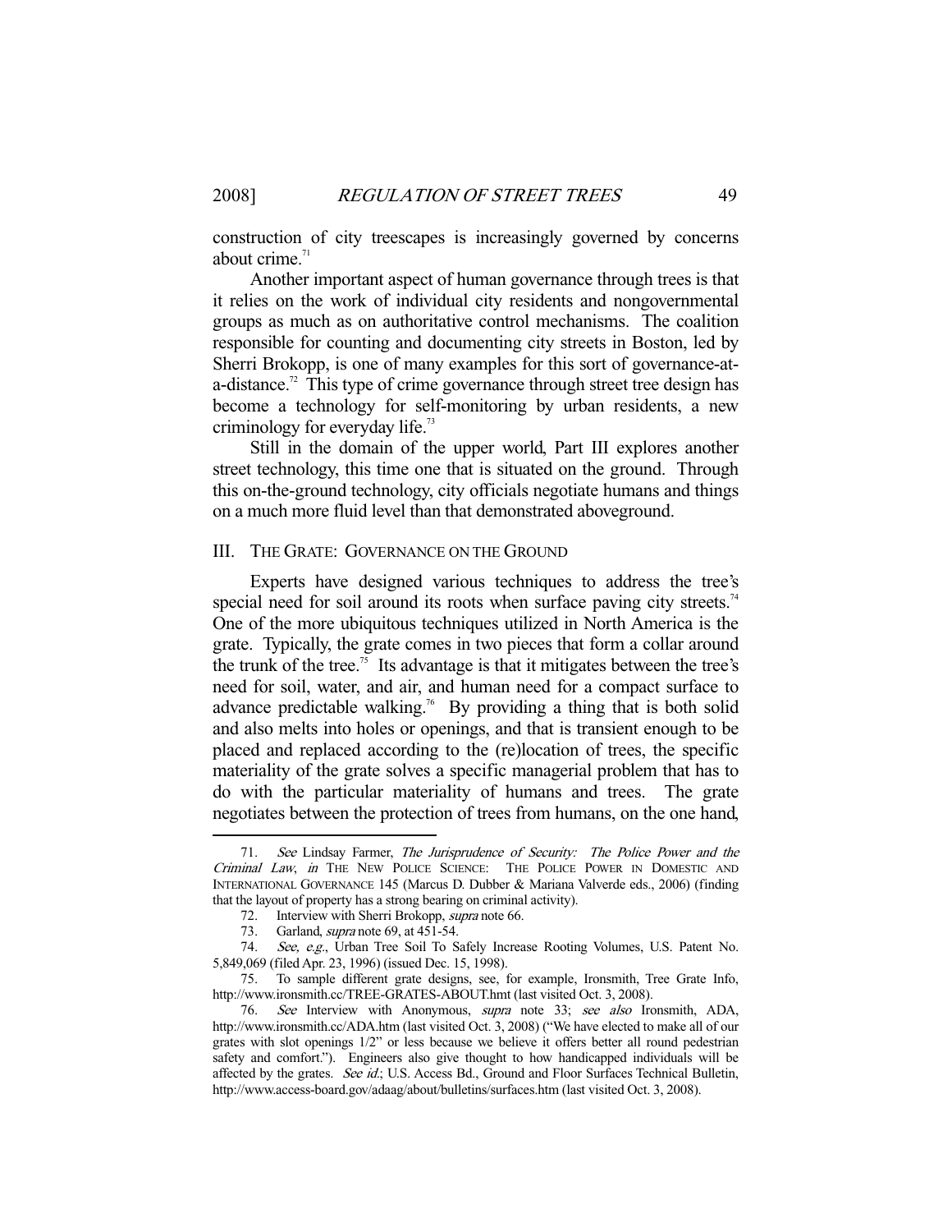construction of city treescapes is increasingly governed by concerns about crime.[71]

Another important aspect of human governance through trees is that it relies on the work of individual city residents and nongovernmental groups as much as on authoritative control mechanisms. The coalition responsible for counting and documenting city streets in Boston, led by Sherri Brokopp, is one of many examples for this sort of governance-at-a-distance.[72] This type of crime governance through street tree design has become a technology for self-monitoring by urban residents, a new criminology for everyday life.[73]

Still in the domain of the upper world, Part III explores another street technology, this time one that is situated on the ground. Through this on-the-ground technology, city officials negotiate humans and things on a much more fluid level than that demonstrated aboveground.

## III. THE GRATE: GOVERNANCE ON THE GROUND

Experts have designed various techniques to address the tree's special need for soil around its roots when surface paving city streets.[74] One of the more ubiquitous techniques utilized in North America is the grate. Typically, the grate comes in two pieces that form a collar around the trunk of the tree.[75] Its advantage is that it mitigates between the tree's need for soil, water, and air, and human need for a compact surface to advance predictable walking.[76] By providing a thing that is both solid and also melts into holes or openings, and that is transient enough to be placed and replaced according to the (re)location of trees, the specific materiality of the grate solves a specific managerial problem that has to do with the particular materiality of humans and trees. The grate negotiates between the protection of trees from humans, on the one hand,

---

71. *See* Lindsay Farmer, *The Jurisprudence of Security: The Police Power and the Criminal Law*, *in* THE NEW POLICE SCIENCE: THE POLICE POWER IN DOMESTIC AND INTERNATIONAL GOVERNANCE 145 (Marcus D. Dubber & Mariana Valverde eds., 2006) (finding that the layout of property has a strong bearing on criminal activity).

72. Interview with Sherri Brokopp, *supra* note 66.

73. Garland, *supra* note 69, at 451-54.

74. *See, e.g.*, Urban Tree Soil To Safely Increase Rooting Volumes, U.S. Patent No. 5,849,069 (filed Apr. 23, 1996) (issued Dec. 15, 1998).

75. To sample different grate designs, see, for example, Ironsmith, Tree Grate Info, http://www.ironsmith.cc/TREE-GRATES-ABOUT.hmt (last visited Oct. 3, 2008).

76. *See* Interview with Anonymous, *supra* note 33; *see also* Ironsmith, ADA, http://www.ironsmith.cc/ADA.htm (last visited Oct. 3, 2008) ("We have elected to make all of our grates with slot openings 1/2" or less because we believe it offers better all round pedestrian safety and comfort."). Engineers also give thought to how handicapped individuals will be affected by the grates. *See id.*; U.S. Access Bd., Ground and Floor Surfaces Technical Bulletin, http://www.access-board.gov/adaag/about/bulletins/surfaces.htm (last visited Oct. 3, 2008).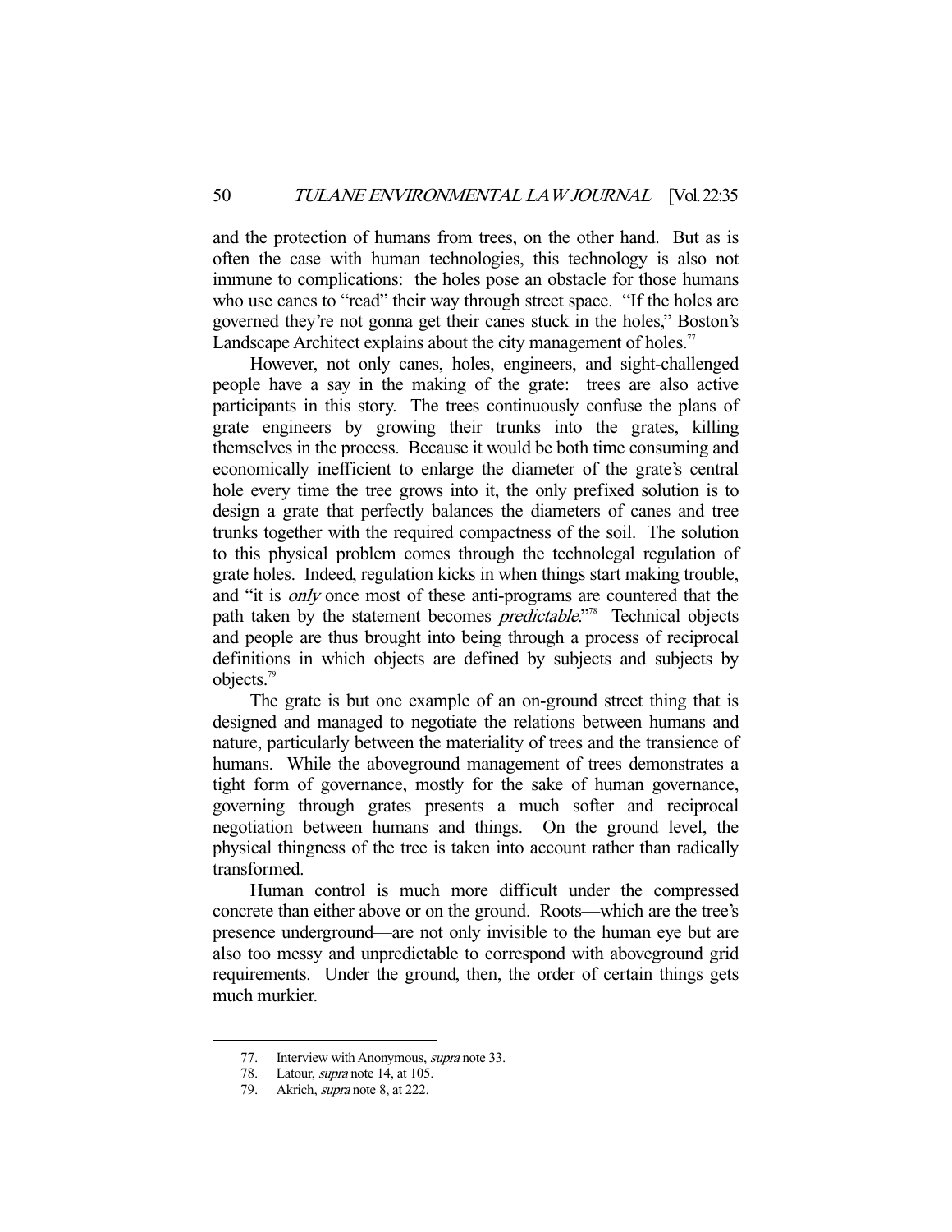and the protection of humans from trees, on the other hand. But as is often the case with human technologies, this technology is also not immune to complications: the holes pose an obstacle for those humans who use canes to "read" their way through street space. "If the holes are governed they're not gonna get their canes stuck in the holes," Boston's Landscape Architect explains about the city management of holes.[77]

However, not only canes, holes, engineers, and sight-challenged people have a say in the making of the grate: trees are also active participants in this story. The trees continuously confuse the plans of grate engineers by growing their trunks into the grates, killing themselves in the process. Because it would be both time consuming and economically inefficient to enlarge the diameter of the grate's central hole every time the tree grows into it, the only prefixed solution is to design a grate that perfectly balances the diameters of canes and tree trunks together with the required compactness of the soil. The solution to this physical problem comes through the technolegal regulation of grate holes. Indeed, regulation kicks in when things start making trouble, and "it is *only* once most of these anti-programs are countered that the path taken by the statement becomes *predictable*."[78] Technical objects and people are thus brought into being through a process of reciprocal definitions in which objects are defined by subjects and subjects by objects.[79]

The grate is but one example of an on-ground street thing that is designed and managed to negotiate the relations between humans and nature, particularly between the materiality of trees and the transience of humans. While the aboveground management of trees demonstrates a tight form of governance, mostly for the sake of human governance, governing through grates presents a much softer and reciprocal negotiation between humans and things. On the ground level, the physical thingness of the tree is taken into account rather than radically transformed.

Human control is much more difficult under the compressed concrete than either above or on the ground. Roots—which are the tree's presence underground—are not only invisible to the human eye but are also too messy and unpredictable to correspond with aboveground grid requirements. Under the ground, then, the order of certain things gets much murkier.

---

77. Interview with Anonymous, *supra* note 33.
78. Latour, *supra* note 14, at 105.
79. Akrich, *supra* note 8, at 222.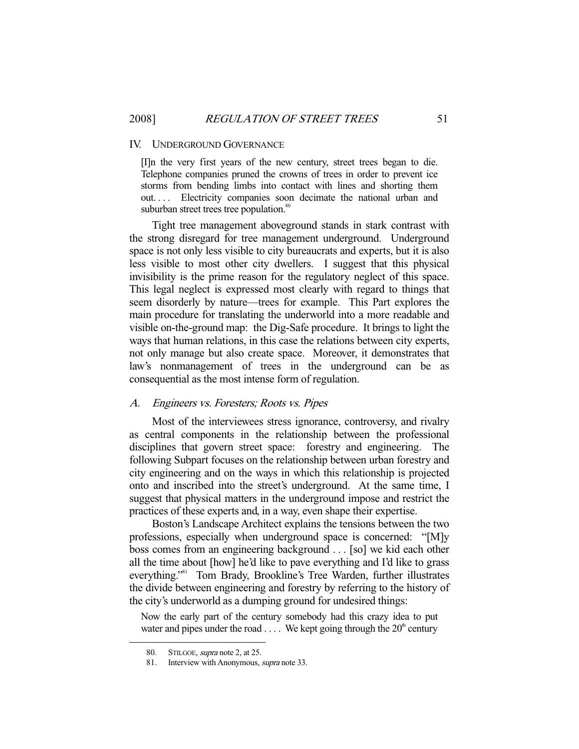## IV. Underground Governance

> [I]n the very first years of the new century, street trees began to die. Telephone companies pruned the crowns of trees in order to prevent ice storms from bending limbs into contact with lines and shorting them out. . . . Electricity companies soon decimate the national urban and suburban street trees tree population.[80]

Tight tree management aboveground stands in stark contrast with the strong disregard for tree management underground. Underground space is not only less visible to city bureaucrats and experts, but it is also less visible to most other city dwellers. I suggest that this physical invisibility is the prime reason for the regulatory neglect of this space. This legal neglect is expressed most clearly with regard to things that seem disorderly by nature—trees for example. This Part explores the main procedure for translating the underworld into a more readable and visible on-the-ground map: the Dig-Safe procedure. It brings to light the ways that human relations, in this case the relations between city experts, not only manage but also create space. Moreover, it demonstrates that law's nonmanagement of trees in the underground can be as consequential as the most intense form of regulation.

### A. *Engineers vs. Foresters; Roots vs. Pipes*

Most of the interviewees stress ignorance, controversy, and rivalry as central components in the relationship between the professional disciplines that govern street space: forestry and engineering. The following Subpart focuses on the relationship between urban forestry and city engineering and on the ways in which this relationship is projected onto and inscribed into the street's underground. At the same time, I suggest that physical matters in the underground impose and restrict the practices of these experts and, in a way, even shape their expertise.

Boston's Landscape Architect explains the tensions between the two professions, especially when underground space is concerned: "[M]y boss comes from an engineering background . . . [so] we kid each other all the time about [how] he'd like to pave everything and I'd like to grass everything."[81] Tom Brady, Brookline's Tree Warden, further illustrates the divide between engineering and forestry by referring to the history of the city's underworld as a dumping ground for undesired things:

> Now the early part of the century somebody had this crazy idea to put water and pipes under the road . . . . We kept going through the 20th century

---

80. STILGOE, *supra* note 2, at 25.

81. Interview with Anonymous, *supra* note 33.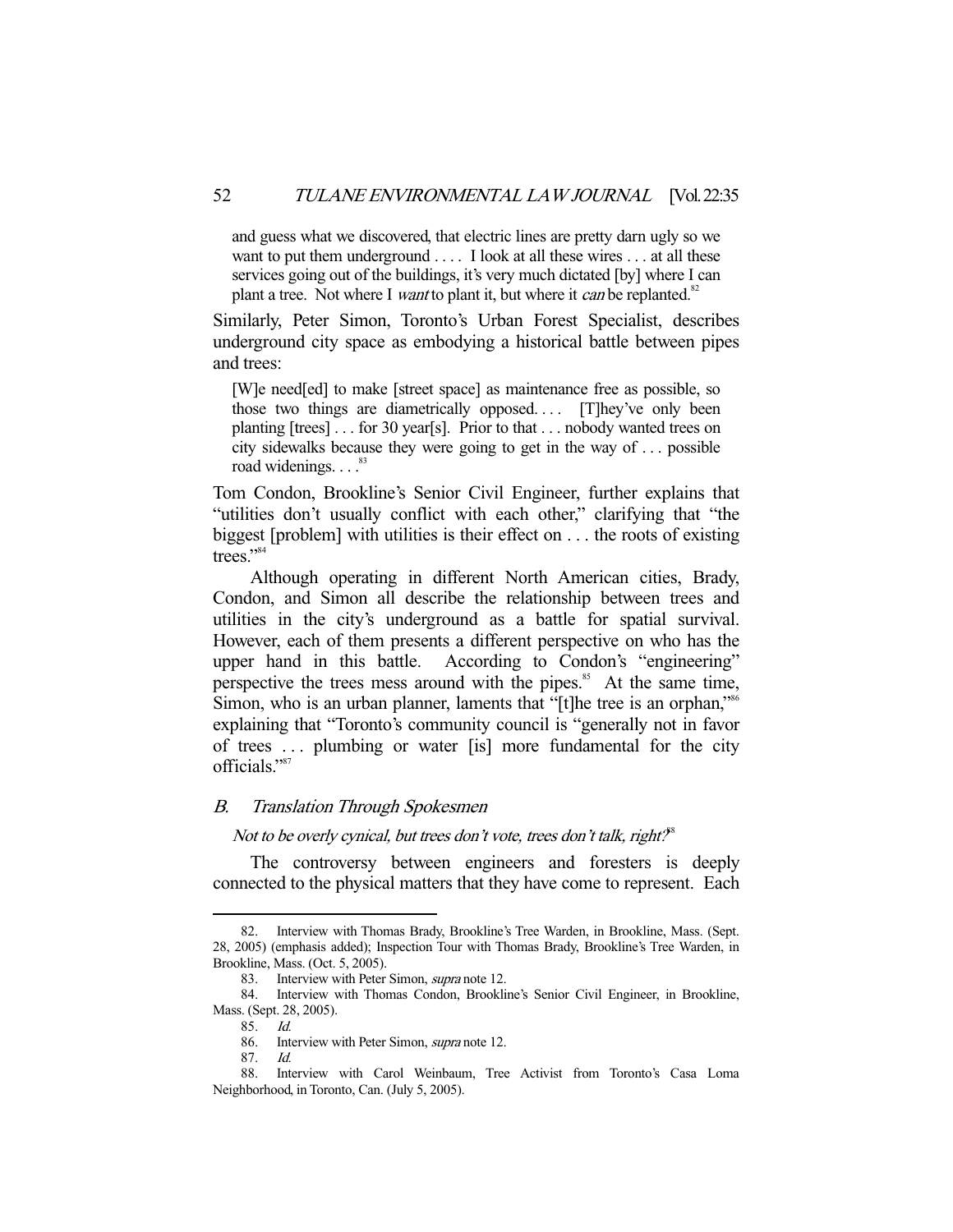and guess what we discovered, that electric lines are pretty darn ugly so we want to put them underground . . . . I look at all these wires . . . at all these services going out of the buildings, it's very much dictated [by] where I can plant a tree. Not where I *want* to plant it, but where it *can* be replanted.[82]

Similarly, Peter Simon, Toronto's Urban Forest Specialist, describes underground city space as embodying a historical battle between pipes and trees:

> [W]e need[ed] to make [street space] as maintenance free as possible, so those two things are diametrically opposed. . . . [T]hey've only been planting [trees] . . . for 30 year[s]. Prior to that . . . nobody wanted trees on city sidewalks because they were going to get in the way of . . . possible road widenings. . . .[83]

Tom Condon, Brookline's Senior Civil Engineer, further explains that "utilities don't usually conflict with each other," clarifying that "the biggest [problem] with utilities is their effect on . . . the roots of existing trees."[84]

Although operating in different North American cities, Brady, Condon, and Simon all describe the relationship between trees and utilities in the city's underground as a battle for spatial survival. However, each of them presents a different perspective on who has the upper hand in this battle. According to Condon's "engineering" perspective the trees mess around with the pipes.[85] At the same time, Simon, who is an urban planner, laments that "[t]he tree is an orphan,"[86] explaining that "Toronto's community council is "generally not in favor of trees . . . plumbing or water [is] more fundamental for the city officials."[87]

### *B. Translation Through Spokesmen*

*Not to be overly cynical, but trees don't vote, trees don't talk, right?*[88]

The controversy between engineers and foresters is deeply connected to the physical matters that they have come to represent. Each

---

82. Interview with Thomas Brady, Brookline's Tree Warden, in Brookline, Mass. (Sept. 28, 2005) (emphasis added); Inspection Tour with Thomas Brady, Brookline's Tree Warden, in Brookline, Mass. (Oct. 5, 2005).

83. Interview with Peter Simon, *supra* note 12.

84. Interview with Thomas Condon, Brookline's Senior Civil Engineer, in Brookline, Mass. (Sept. 28, 2005).

85. *Id.*

86. Interview with Peter Simon, *supra* note 12.

87. *Id.*

88. Interview with Carol Weinbaum, Tree Activist from Toronto's Casa Loma Neighborhood, in Toronto, Can. (July 5, 2005).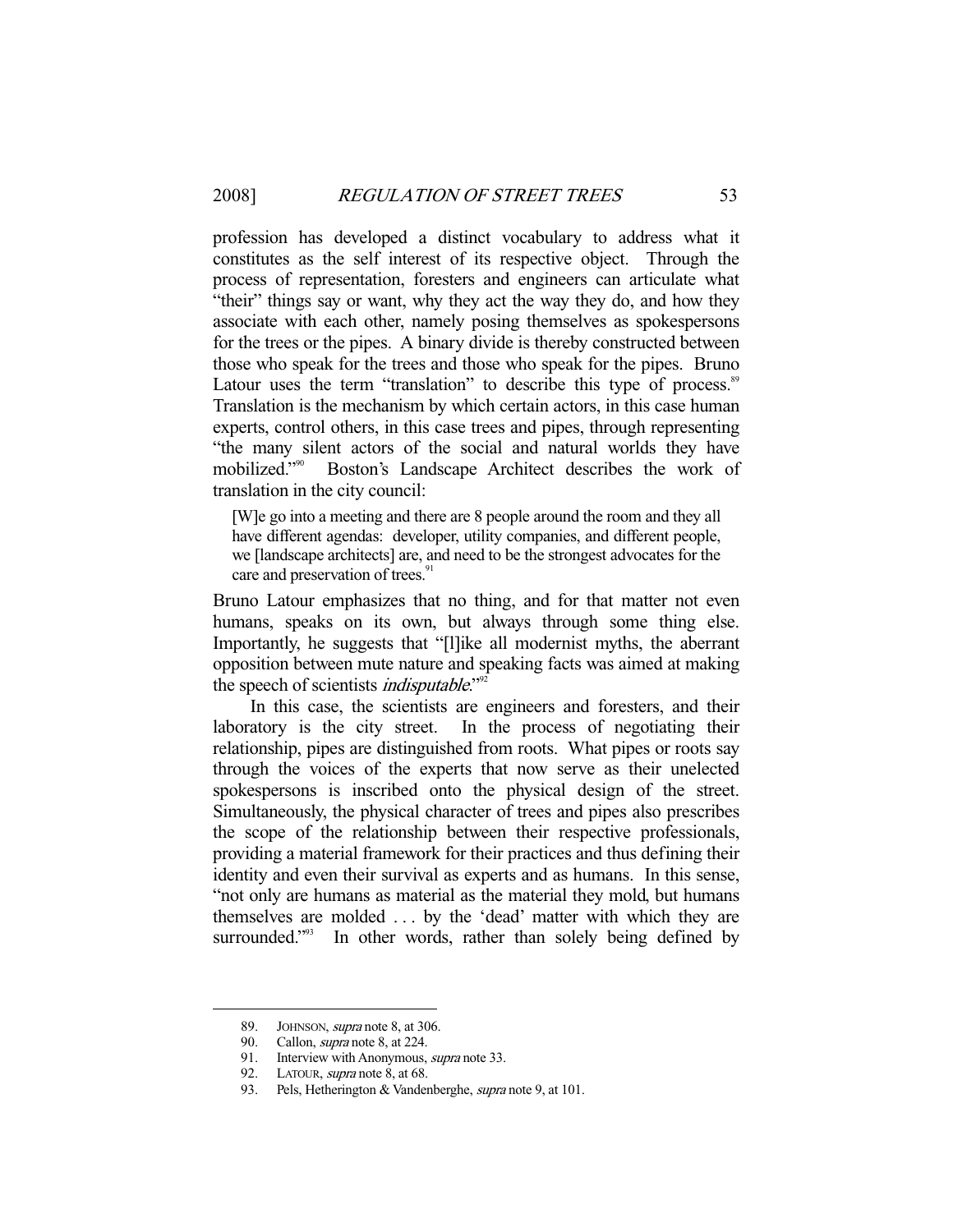profession has developed a distinct vocabulary to address what it constitutes as the self interest of its respective object. Through the process of representation, foresters and engineers can articulate what "their" things say or want, why they act the way they do, and how they associate with each other, namely posing themselves as spokespersons for the trees or the pipes. A binary divide is thereby constructed between those who speak for the trees and those who speak for the pipes. Bruno Latour uses the term "translation" to describe this type of process.[89] Translation is the mechanism by which certain actors, in this case human experts, control others, in this case trees and pipes, through representing "the many silent actors of the social and natural worlds they have mobilized."[90] Boston's Landscape Architect describes the work of translation in the city council:

> [W]e go into a meeting and there are 8 people around the room and they all have different agendas: developer, utility companies, and different people, we [landscape architects] are, and need to be the strongest advocates for the care and preservation of trees.[91]

Bruno Latour emphasizes that no thing, and for that matter not even humans, speaks on its own, but always through some thing else. Importantly, he suggests that "[l]ike all modernist myths, the aberrant opposition between mute nature and speaking facts was aimed at making the speech of scientists *indisputable*."[92]

In this case, the scientists are engineers and foresters, and their laboratory is the city street. In the process of negotiating their relationship, pipes are distinguished from roots. What pipes or roots say through the voices of the experts that now serve as their unelected spokespersons is inscribed onto the physical design of the street. Simultaneously, the physical character of trees and pipes also prescribes the scope of the relationship between their respective professionals, providing a material framework for their practices and thus defining their identity and even their survival as experts and as humans. In this sense, "not only are humans as material as the material they mold, but humans themselves are molded . . . by the 'dead' matter with which they are surrounded."[93] In other words, rather than solely being defined by

---

89. JOHNSON, *supra* note 8, at 306.
90. Callon, *supra* note 8, at 224.
91. Interview with Anonymous, *supra* note 33.
92. LATOUR, *supra* note 8, at 68.
93. Pels, Hetherington & Vandenberghe, *supra* note 9, at 101.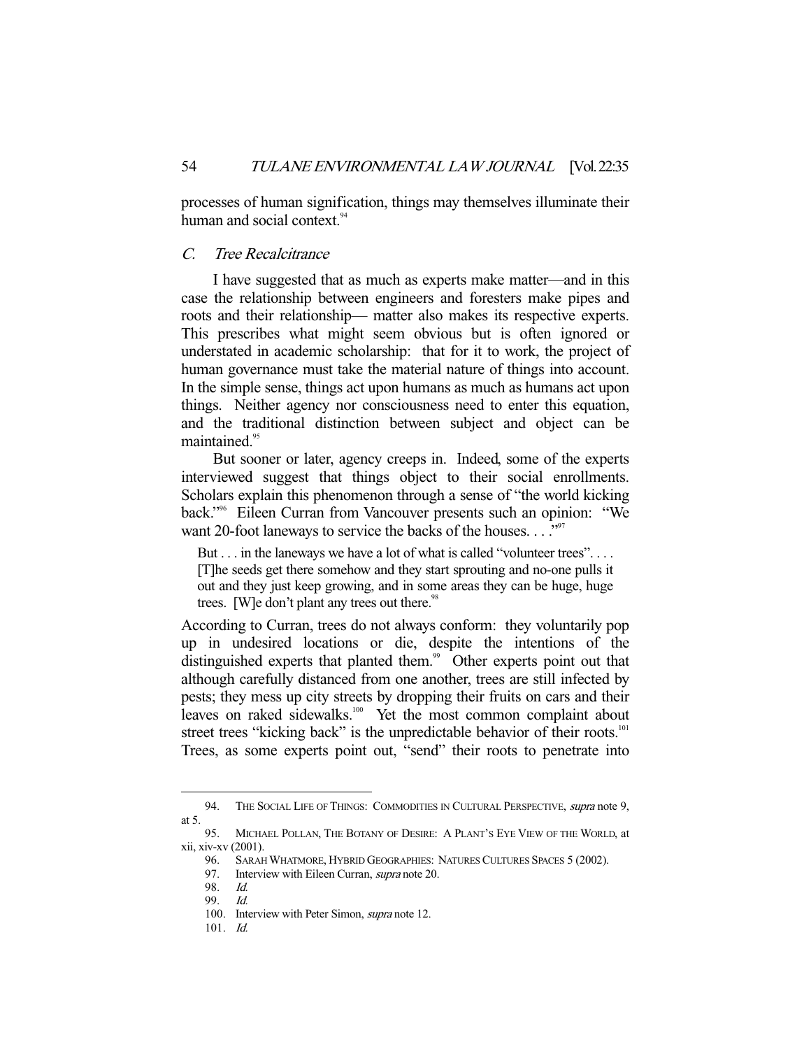processes of human signification, things may themselves illuminate their human and social context.[94]

### C. *Tree Recalcitrance*

I have suggested that as much as experts make matter—and in this case the relationship between engineers and foresters make pipes and roots and their relationship— matter also makes its respective experts. This prescribes what might seem obvious but is often ignored or understated in academic scholarship: that for it to work, the project of human governance must take the material nature of things into account. In the simple sense, things act upon humans as much as humans act upon things. Neither agency nor consciousness need to enter this equation, and the traditional distinction between subject and object can be maintained.[95]

But sooner or later, agency creeps in. Indeed, some of the experts interviewed suggest that things object to their social enrollments. Scholars explain this phenomenon through a sense of "the world kicking back."[96] Eileen Curran from Vancouver presents such an opinion: "We want 20-foot laneways to service the backs of the houses. . . ."[97]

> But . . . in the laneways we have a lot of what is called "volunteer trees". . . . [T]he seeds get there somehow and they start sprouting and no-one pulls it out and they just keep growing, and in some areas they can be huge, huge trees. [W]e don't plant any trees out there.[98]

According to Curran, trees do not always conform: they voluntarily pop up in undesired locations or die, despite the intentions of the distinguished experts that planted them.[99] Other experts point out that although carefully distanced from one another, trees are still infected by pests; they mess up city streets by dropping their fruits on cars and their leaves on raked sidewalks.[100] Yet the most common complaint about street trees "kicking back" is the unpredictable behavior of their roots.[101] Trees, as some experts point out, "send" their roots to penetrate into

---

94. THE SOCIAL LIFE OF THINGS: COMMODITIES IN CULTURAL PERSPECTIVE, *supra* note 9, at 5.

95. MICHAEL POLLAN, THE BOTANY OF DESIRE: A PLANT'S EYE VIEW OF THE WORLD, at xii, xiv-xv (2001).

96. SARAH WHATMORE, HYBRID GEOGRAPHIES: NATURES CULTURES SPACES 5 (2002).

97. Interview with Eileen Curran, *supra* note 20.

98. *Id.*

99. *Id.*

100. Interview with Peter Simon, *supra* note 12.

101. *Id.*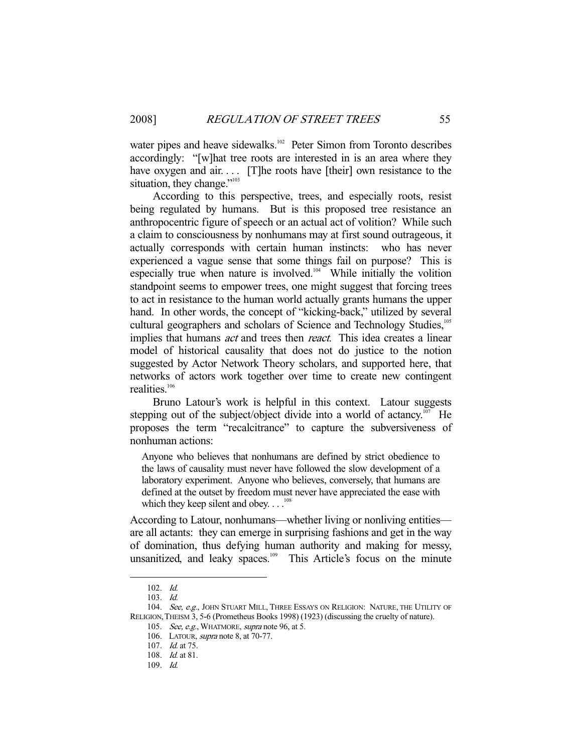water pipes and heave sidewalks.[102] Peter Simon from Toronto describes accordingly: "[w]hat tree roots are interested in is an area where they have oxygen and air. . . . [T]he roots have [their] own resistance to the situation, they change."[103]

According to this perspective, trees, and especially roots, resist being regulated by humans. But is this proposed tree resistance an anthropocentric figure of speech or an actual act of volition? While such a claim to consciousness by nonhumans may at first sound outrageous, it actually corresponds with certain human instincts: who has never experienced a vague sense that some things fail on purpose? This is especially true when nature is involved.[104] While initially the volition standpoint seems to empower trees, one might suggest that forcing trees to act in resistance to the human world actually grants humans the upper hand. In other words, the concept of "kicking-back," utilized by several cultural geographers and scholars of Science and Technology Studies,[105] implies that humans *act* and trees then *react*. This idea creates a linear model of historical causality that does not do justice to the notion suggested by Actor Network Theory scholars, and supported here, that networks of actors work together over time to create new contingent realities.[106]

Bruno Latour's work is helpful in this context. Latour suggests stepping out of the subject/object divide into a world of actancy.[107] He proposes the term "recalcitrance" to capture the subversiveness of nonhuman actions:

> Anyone who believes that nonhumans are defined by strict obedience to the laws of causality must never have followed the slow development of a laboratory experiment. Anyone who believes, conversely, that humans are defined at the outset by freedom must never have appreciated the ease with which they keep silent and obey. . . .[108]

According to Latour, nonhumans—whether living or nonliving entities—are all actants: they can emerge in surprising fashions and get in the way of domination, thus defying human authority and making for messy, unsanitized, and leaky spaces.[109] This Article's focus on the minute

---

102. *Id.*

103. *Id.*

104. *See, e.g.*, JOHN STUART MILL, THREE ESSAYS ON RELIGION: NATURE, THE UTILITY OF RELIGION, THEISM 3, 5-6 (Prometheus Books 1998) (1923) (discussing the cruelty of nature).

105. *See, e.g.*, WHATMORE, *supra* note 96, at 5.

106. LATOUR, *supra* note 8, at 70-77.

107. *Id.* at 75.

108. *Id.* at 81.

109. *Id.*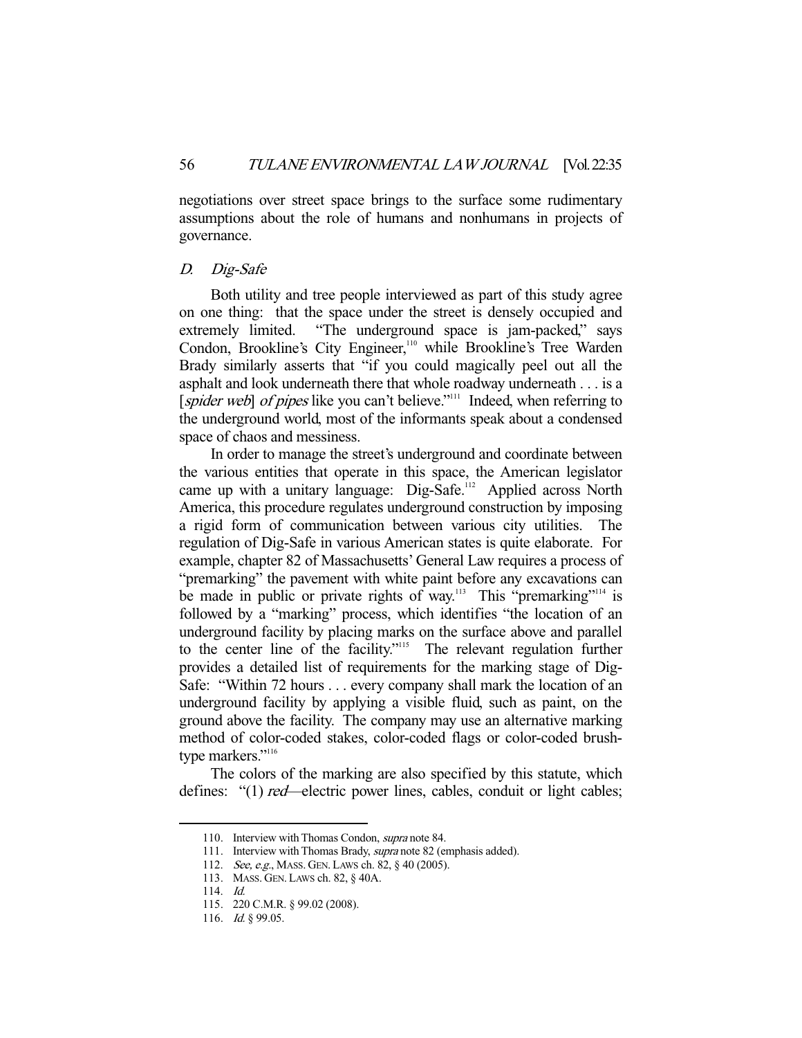negotiations over street space brings to the surface some rudimentary assumptions about the role of humans and nonhumans in projects of governance.

### D. *Dig-Safe*

Both utility and tree people interviewed as part of this study agree on one thing: that the space under the street is densely occupied and extremely limited. "The underground space is jam-packed," says Condon, Brookline's City Engineer,[110] while Brookline's Tree Warden Brady similarly asserts that "if you could magically peel out all the asphalt and look underneath there that whole roadway underneath . . . is a [*spider web*] *of pipes* like you can't believe."[111] Indeed, when referring to the underground world, most of the informants speak about a condensed space of chaos and messiness.

In order to manage the street's underground and coordinate between the various entities that operate in this space, the American legislator came up with a unitary language: Dig-Safe.[112] Applied across North America, this procedure regulates underground construction by imposing a rigid form of communication between various city utilities. The regulation of Dig-Safe in various American states is quite elaborate. For example, chapter 82 of Massachusetts' General Law requires a process of "premarking" the pavement with white paint before any excavations can be made in public or private rights of way.[113] This "premarking"[114] is followed by a "marking" process, which identifies "the location of an underground facility by placing marks on the surface above and parallel to the center line of the facility."[115] The relevant regulation further provides a detailed list of requirements for the marking stage of Dig-Safe: "Within 72 hours . . . every company shall mark the location of an underground facility by applying a visible fluid, such as paint, on the ground above the facility. The company may use an alternative marking method of color-coded stakes, color-coded flags or color-coded brush-type markers."[116]

The colors of the marking are also specified by this statute, which defines: "(1) *red*—electric power lines, cables, conduit or light cables;

---

110. Interview with Thomas Condon, *supra* note 84.
111. Interview with Thomas Brady, *supra* note 82 (emphasis added).
112. *See, e.g.*, MASS. GEN. LAWS ch. 82, § 40 (2005).
113. MASS. GEN. LAWS ch. 82, § 40A.
114. *Id.*
115. 220 C.M.R. § 99.02 (2008).
116. *Id.* § 99.05.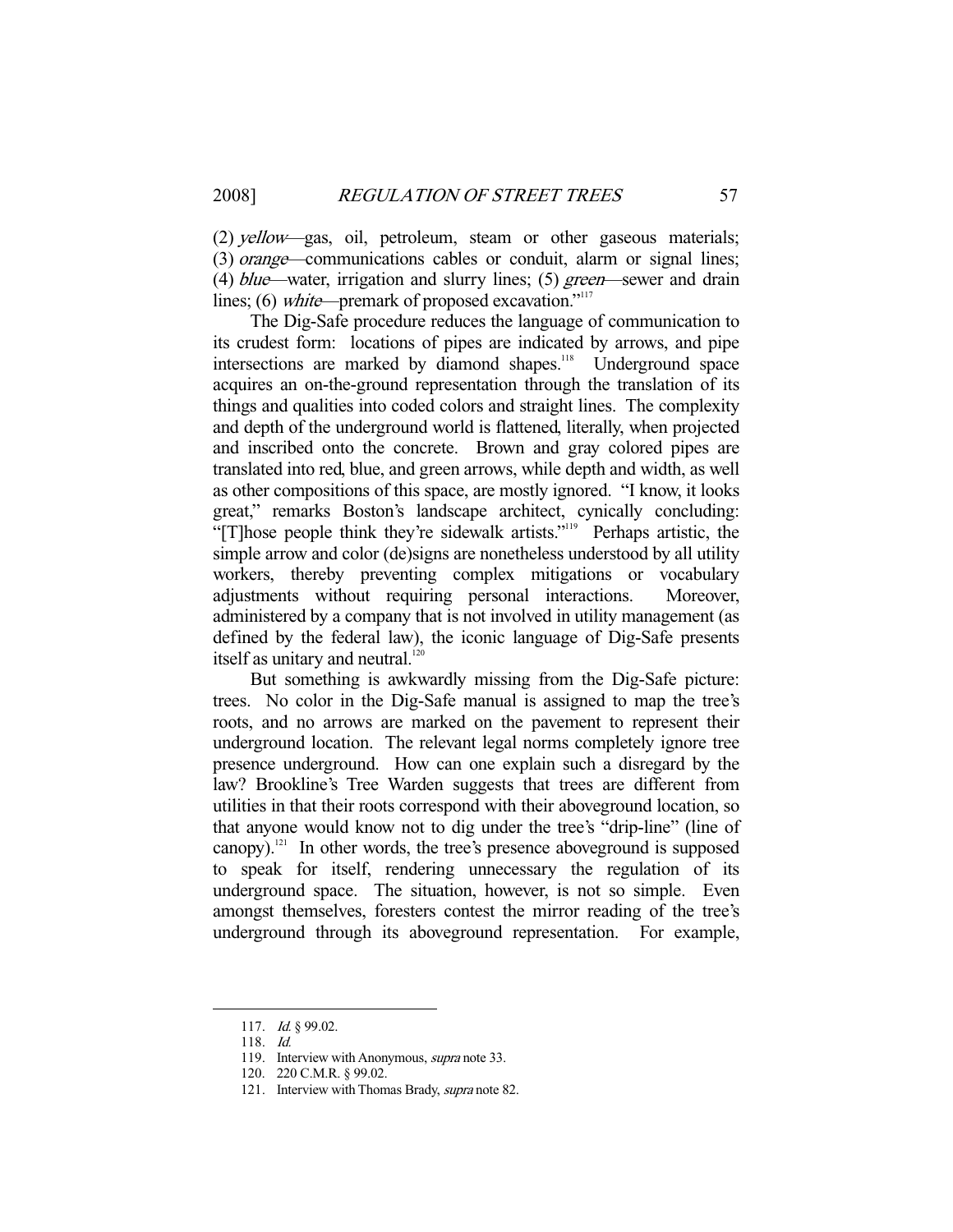(2) *yellow*—gas, oil, petroleum, steam or other gaseous materials; (3) *orange*—communications cables or conduit, alarm or signal lines; (4) *blue*—water, irrigation and slurry lines; (5) *green*—sewer and drain lines; (6) *white*—premark of proposed excavation."[117]

The Dig-Safe procedure reduces the language of communication to its crudest form: locations of pipes are indicated by arrows, and pipe intersections are marked by diamond shapes.[118] Underground space acquires an on-the-ground representation through the translation of its things and qualities into coded colors and straight lines. The complexity and depth of the underground world is flattened, literally, when projected and inscribed onto the concrete. Brown and gray colored pipes are translated into red, blue, and green arrows, while depth and width, as well as other compositions of this space, are mostly ignored. "I know, it looks great," remarks Boston's landscape architect, cynically concluding: "[T]hose people think they're sidewalk artists."[119] Perhaps artistic, the simple arrow and color (de)signs are nonetheless understood by all utility workers, thereby preventing complex mitigations or vocabulary adjustments without requiring personal interactions. Moreover, administered by a company that is not involved in utility management (as defined by the federal law), the iconic language of Dig-Safe presents itself as unitary and neutral.[120]

But something is awkwardly missing from the Dig-Safe picture: trees. No color in the Dig-Safe manual is assigned to map the tree's roots, and no arrows are marked on the pavement to represent their underground location. The relevant legal norms completely ignore tree presence underground. How can one explain such a disregard by the law? Brookline's Tree Warden suggests that trees are different from utilities in that their roots correspond with their aboveground location, so that anyone would know not to dig under the tree's "drip-line" (line of canopy).[121] In other words, the tree's presence aboveground is supposed to speak for itself, rendering unnecessary the regulation of its underground space. The situation, however, is not so simple. Even amongst themselves, foresters contest the mirror reading of the tree's underground through its aboveground representation. For example,

---

117. *Id.* § 99.02.

118. *Id.*

119. Interview with Anonymous, *supra* note 33.

120. 220 C.M.R. § 99.02.

121. Interview with Thomas Brady, *supra* note 82.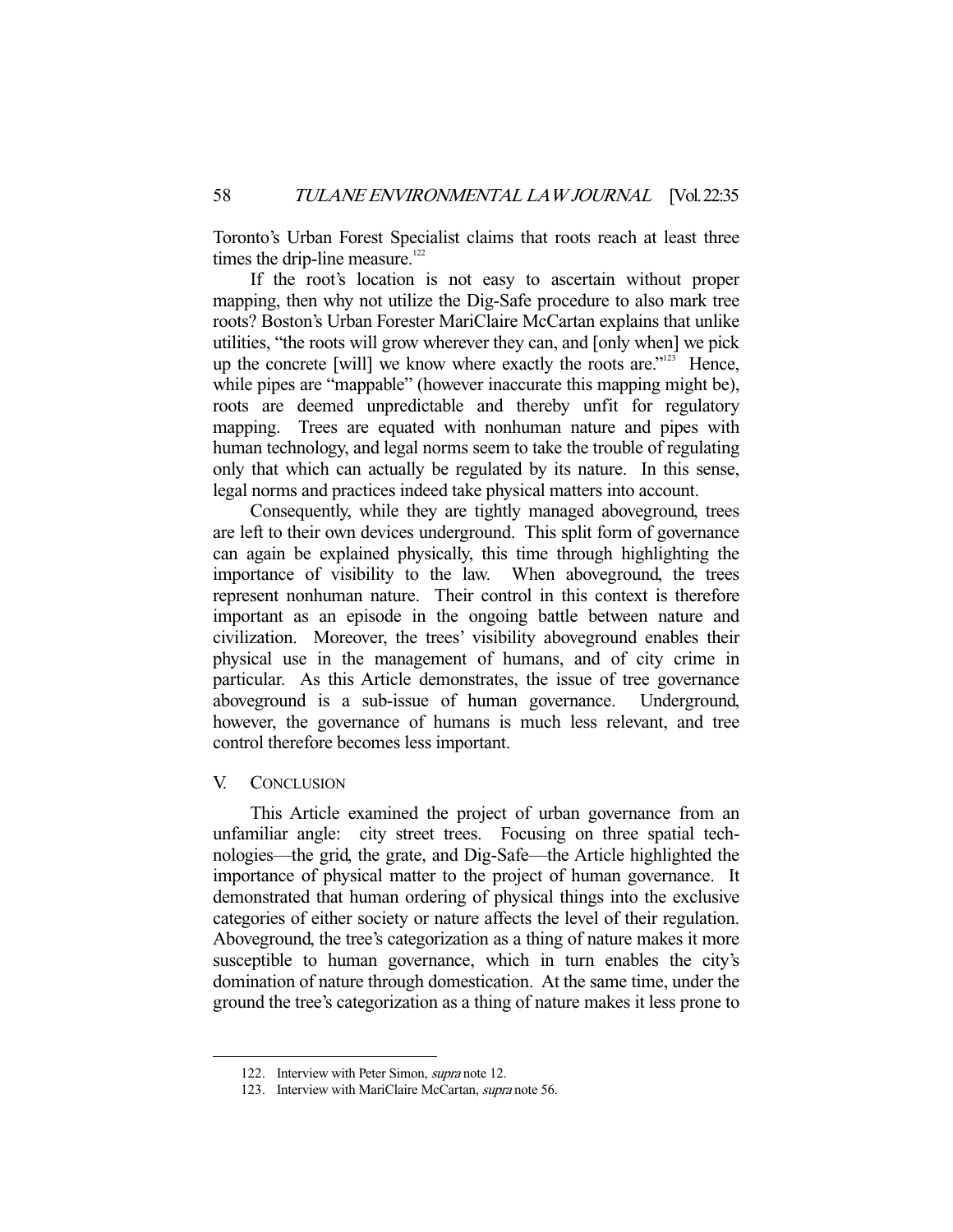Toronto's Urban Forest Specialist claims that roots reach at least three times the drip-line measure.[122]

If the root's location is not easy to ascertain without proper mapping, then why not utilize the Dig-Safe procedure to also mark tree roots? Boston's Urban Forester MariClaire McCartan explains that unlike utilities, "the roots will grow wherever they can, and [only when] we pick up the concrete [will] we know where exactly the roots are."[123] Hence, while pipes are "mappable" (however inaccurate this mapping might be), roots are deemed unpredictable and thereby unfit for regulatory mapping. Trees are equated with nonhuman nature and pipes with human technology, and legal norms seem to take the trouble of regulating only that which can actually be regulated by its nature. In this sense, legal norms and practices indeed take physical matters into account.

Consequently, while they are tightly managed aboveground, trees are left to their own devices underground. This split form of governance can again be explained physically, this time through highlighting the importance of visibility to the law. When aboveground, the trees represent nonhuman nature. Their control in this context is therefore important as an episode in the ongoing battle between nature and civilization. Moreover, the trees' visibility aboveground enables their physical use in the management of humans, and of city crime in particular. As this Article demonstrates, the issue of tree governance aboveground is a sub-issue of human governance. Underground, however, the governance of humans is much less relevant, and tree control therefore becomes less important.

## V. CONCLUSION

This Article examined the project of urban governance from an unfamiliar angle: city street trees. Focusing on three spatial technologies—the grid, the grate, and Dig-Safe—the Article highlighted the importance of physical matter to the project of human governance. It demonstrated that human ordering of physical things into the exclusive categories of either society or nature affects the level of their regulation. Aboveground, the tree's categorization as a thing of nature makes it more susceptible to human governance, which in turn enables the city's domination of nature through domestication. At the same time, under the ground the tree's categorization as a thing of nature makes it less prone to

122. Interview with Peter Simon, *supra* note 12.

123. Interview with MariClaire McCartan, *supra* note 56.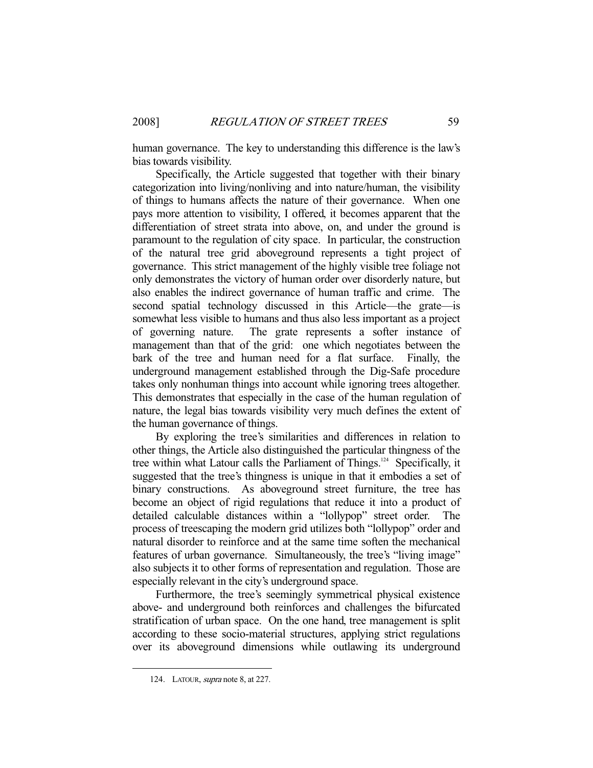human governance. The key to understanding this difference is the law's bias towards visibility.

Specifically, the Article suggested that together with their binary categorization into living/nonliving and into nature/human, the visibility of things to humans affects the nature of their governance. When one pays more attention to visibility, I offered, it becomes apparent that the differentiation of street strata into above, on, and under the ground is paramount to the regulation of city space. In particular, the construction of the natural tree grid aboveground represents a tight project of governance. This strict management of the highly visible tree foliage not only demonstrates the victory of human order over disorderly nature, but also enables the indirect governance of human traffic and crime. The second spatial technology discussed in this Article—the grate—is somewhat less visible to humans and thus also less important as a project of governing nature. The grate represents a softer instance of management than that of the grid: one which negotiates between the bark of the tree and human need for a flat surface. Finally, the underground management established through the Dig-Safe procedure takes only nonhuman things into account while ignoring trees altogether. This demonstrates that especially in the case of the human regulation of nature, the legal bias towards visibility very much defines the extent of the human governance of things.

By exploring the tree's similarities and differences in relation to other things, the Article also distinguished the particular thingness of the tree within what Latour calls the Parliament of Things.[124] Specifically, it suggested that the tree's thingness is unique in that it embodies a set of binary constructions. As aboveground street furniture, the tree has become an object of rigid regulations that reduce it into a product of detailed calculable distances within a "lollypop" street order. The process of treescaping the modern grid utilizes both "lollypop" order and natural disorder to reinforce and at the same time soften the mechanical features of urban governance. Simultaneously, the tree's "living image" also subjects it to other forms of representation and regulation. Those are especially relevant in the city's underground space.

Furthermore, the tree's seemingly symmetrical physical existence above- and underground both reinforces and challenges the bifurcated stratification of urban space. On the one hand, tree management is split according to these socio-material structures, applying strict regulations over its aboveground dimensions while outlawing its underground

---

124. LATOUR, *supra* note 8, at 227.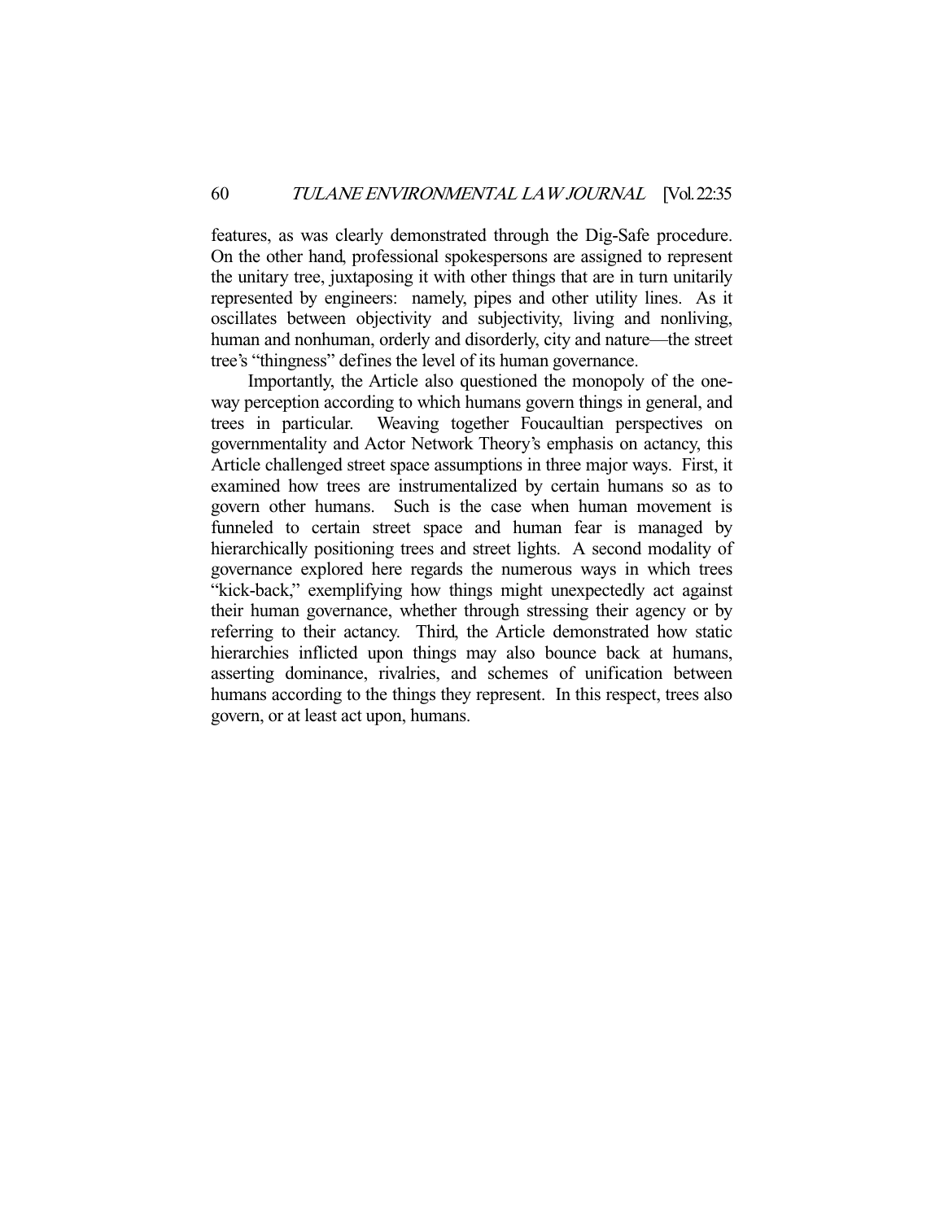features, as was clearly demonstrated through the Dig-Safe procedure. On the other hand, professional spokespersons are assigned to represent the unitary tree, juxtaposing it with other things that are in turn unitarily represented by engineers: namely, pipes and other utility lines. As it oscillates between objectivity and subjectivity, living and nonliving, human and nonhuman, orderly and disorderly, city and nature—the street tree's "thingness" defines the level of its human governance.

Importantly, the Article also questioned the monopoly of the one-way perception according to which humans govern things in general, and trees in particular. Weaving together Foucaultian perspectives on governmentality and Actor Network Theory's emphasis on actancy, this Article challenged street space assumptions in three major ways. First, it examined how trees are instrumentalized by certain humans so as to govern other humans. Such is the case when human movement is funneled to certain street space and human fear is managed by hierarchically positioning trees and street lights. A second modality of governance explored here regards the numerous ways in which trees "kick-back," exemplifying how things might unexpectedly act against their human governance, whether through stressing their agency or by referring to their actancy. Third, the Article demonstrated how static hierarchies inflicted upon things may also bounce back at humans, asserting dominance, rivalries, and schemes of unification between humans according to the things they represent. In this respect, trees also govern, or at least act upon, humans.